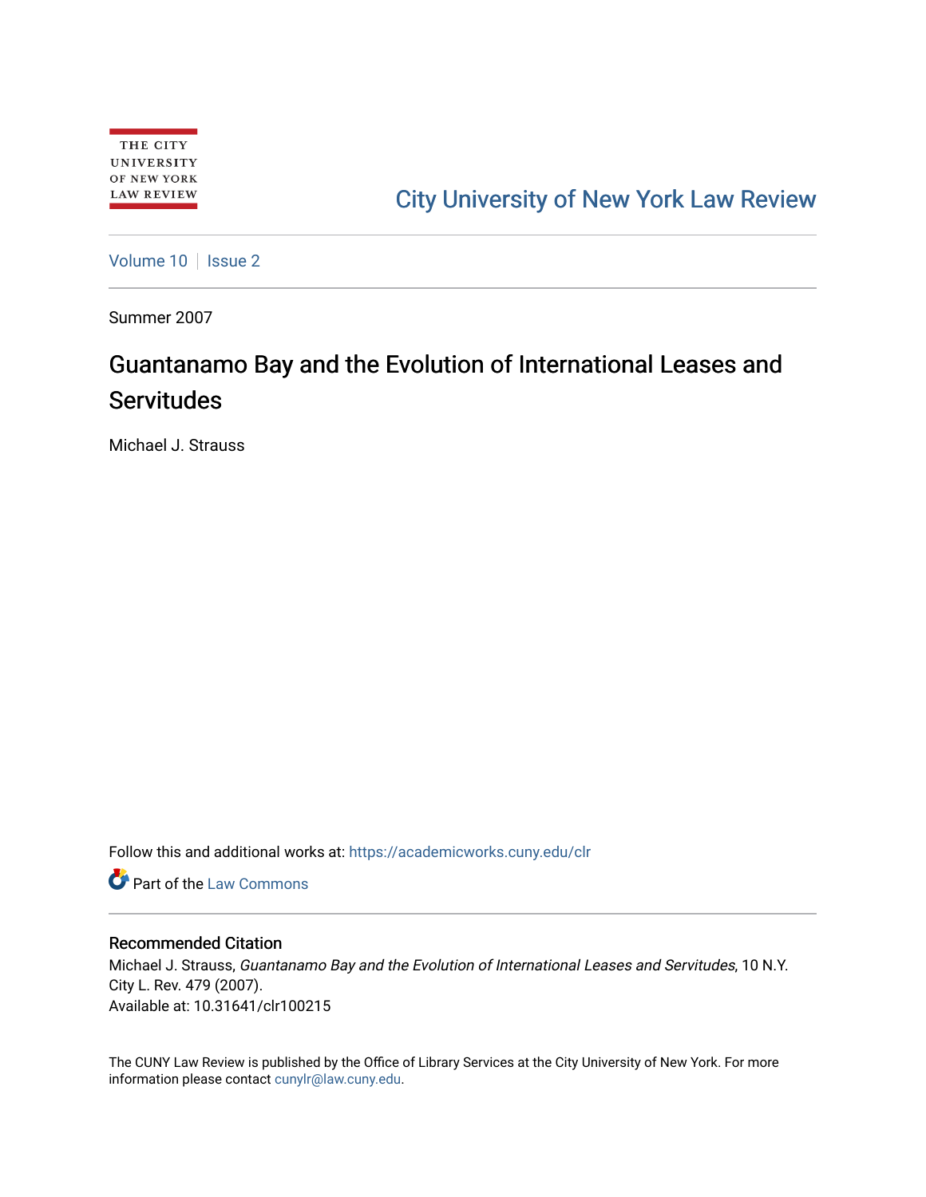THE CITY UNIVERSITY OF NEW YORK LAW REVIEW

City University of New York Law Review

Volume 10 | Issue 2

Summer 2007

# Guantanamo Bay and the Evolution of International Leases and Servitudes

Michael J. Strauss

Follow this and additional works at: https://academicworks.cuny.edu/clr

Part of the Law Commons

## Recommended Citation

Michael J. Strauss, *Guantanamo Bay and the Evolution of International Leases and Servitudes*, 10 N.Y. City L. Rev. 479 (2007).
Available at: 10.31641/clr100215

The CUNY Law Review is published by the Office of Library Services at the City University of New York. For more information please contact cunylr@law.cuny.edu.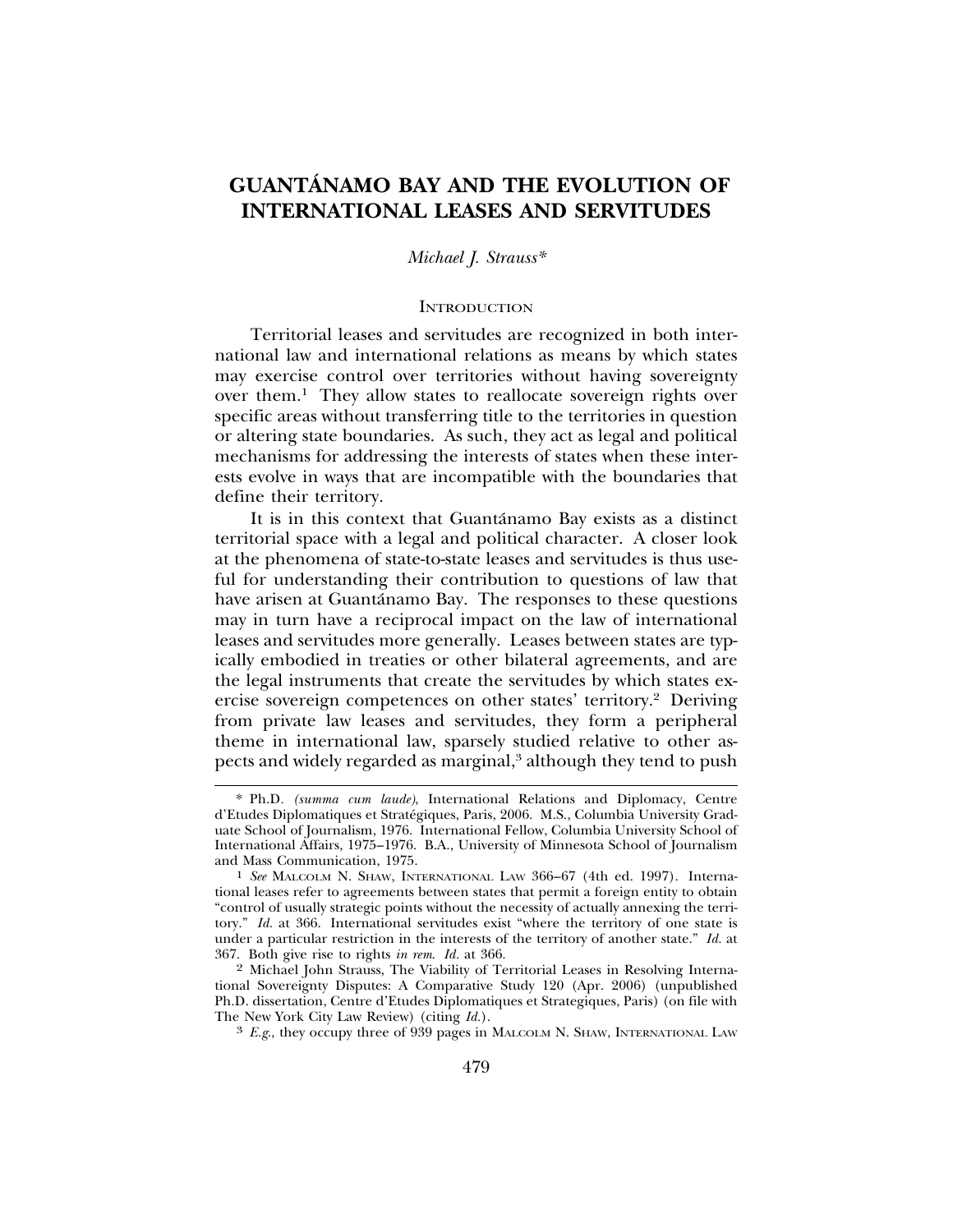# GUANTÁNAMO BAY AND THE EVOLUTION OF INTERNATIONAL LEASES AND SERVITUDES

*Michael J. Strauss\**

## INTRODUCTION

Territorial leases and servitudes are recognized in both international law and international relations as means by which states may exercise control over territories without having sovereignty over them.[1] They allow states to reallocate sovereign rights over specific areas without transferring title to the territories in question or altering state boundaries. As such, they act as legal and political mechanisms for addressing the interests of states when these interests evolve in ways that are incompatible with the boundaries that define their territory.

It is in this context that Guantánamo Bay exists as a distinct territorial space with a legal and political character. A closer look at the phenomena of state-to-state leases and servitudes is thus useful for understanding their contribution to questions of law that have arisen at Guantánamo Bay. The responses to these questions may in turn have a reciprocal impact on the law of international leases and servitudes more generally. Leases between states are typically embodied in treaties or other bilateral agreements, and are the legal instruments that create the servitudes by which states exercise sovereign competences on other states' territory.[2] Deriving from private law leases and servitudes, they form a peripheral theme in international law, sparsely studied relative to other aspects and widely regarded as marginal,[3] although they tend to push

---

\* Ph.D. *(summa cum laude)*, International Relations and Diplomacy, Centre d'Etudes Diplomatiques et Stratégiques, Paris, 2006. M.S., Columbia University Graduate School of Journalism, 1976. International Fellow, Columbia University School of International Affairs, 1975–1976. B.A., University of Minnesota School of Journalism and Mass Communication, 1975.

[1] *See* MALCOLM N. SHAW, INTERNATIONAL LAW 366–67 (4th ed. 1997). International leases refer to agreements between states that permit a foreign entity to obtain "control of usually strategic points without the necessity of actually annexing the territory." *Id.* at 366. International servitudes exist "where the territory of one state is under a particular restriction in the interests of the territory of another state." *Id.* at 367. Both give rise to rights *in rem*. *Id.* at 366.

[2] Michael John Strauss, The Viability of Territorial Leases in Resolving International Sovereignty Disputes: A Comparative Study 120 (Apr. 2006) (unpublished Ph.D. dissertation, Centre d'Etudes Diplomatiques et Strategiques, Paris) (on file with The New York City Law Review) (citing *Id.*).

[3] *E.g.*, they occupy three of 939 pages in MALCOLM N. SHAW, INTERNATIONAL LAW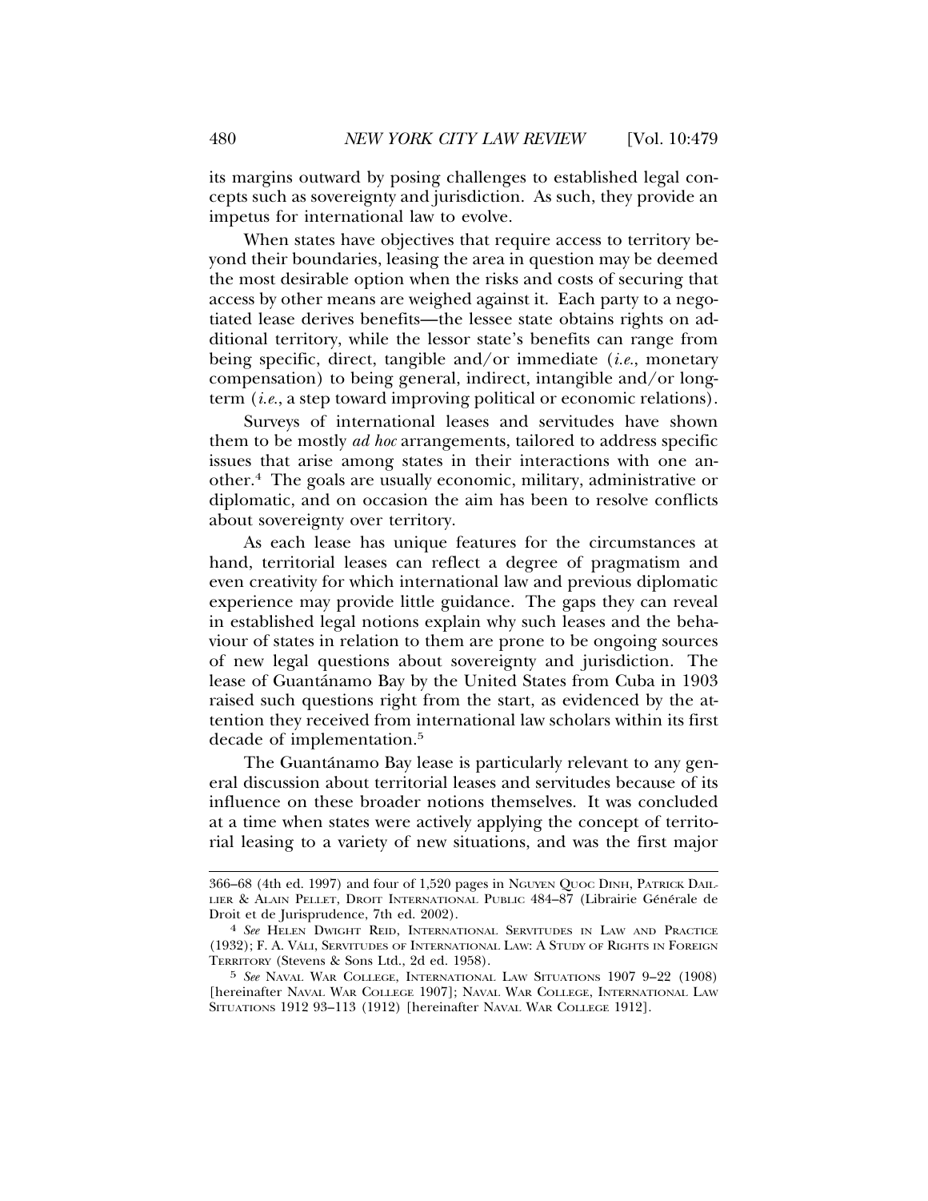its margins outward by posing challenges to established legal concepts such as sovereignty and jurisdiction. As such, they provide an impetus for international law to evolve.

When states have objectives that require access to territory beyond their boundaries, leasing the area in question may be deemed the most desirable option when the risks and costs of securing that access by other means are weighed against it. Each party to a negotiated lease derives benefits—the lessee state obtains rights on additional territory, while the lessor state's benefits can range from being specific, direct, tangible and/or immediate (*i.e.*, monetary compensation) to being general, indirect, intangible and/or long-term (*i.e.*, a step toward improving political or economic relations).

Surveys of international leases and servitudes have shown them to be mostly *ad hoc* arrangements, tailored to address specific issues that arise among states in their interactions with one another.[4] The goals are usually economic, military, administrative or diplomatic, and on occasion the aim has been to resolve conflicts about sovereignty over territory.

As each lease has unique features for the circumstances at hand, territorial leases can reflect a degree of pragmatism and even creativity for which international law and previous diplomatic experience may provide little guidance. The gaps they can reveal in established legal notions explain why such leases and the behaviour of states in relation to them are prone to be ongoing sources of new legal questions about sovereignty and jurisdiction. The lease of Guantánamo Bay by the United States from Cuba in 1903 raised such questions right from the start, as evidenced by the attention they received from international law scholars within its first decade of implementation.[5]

The Guantánamo Bay lease is particularly relevant to any general discussion about territorial leases and servitudes because of its influence on these broader notions themselves. It was concluded at a time when states were actively applying the concept of territorial leasing to a variety of new situations, and was the first major

---

366–68 (4th ed. 1997) and four of 1,520 pages in NGUYEN QUOC DINH, PATRICK DAILLIER & ALAIN PELLET, DROIT INTERNATIONAL PUBLIC 484–87 (Librairie Générale de Droit et de Jurisprudence, 7th ed. 2002).

4 *See* HELEN DWIGHT REID, INTERNATIONAL SERVITUDES IN LAW AND PRACTICE (1932); F. A. VÁLI, SERVITUDES OF INTERNATIONAL LAW: A STUDY OF RIGHTS IN FOREIGN TERRITORY (Stevens & Sons Ltd., 2d ed. 1958).

5 *See* NAVAL WAR COLLEGE, INTERNATIONAL LAW SITUATIONS 1907 9–22 (1908) [hereinafter NAVAL WAR COLLEGE 1907]; NAVAL WAR COLLEGE, INTERNATIONAL LAW SITUATIONS 1912 93–113 (1912) [hereinafter NAVAL WAR COLLEGE 1912].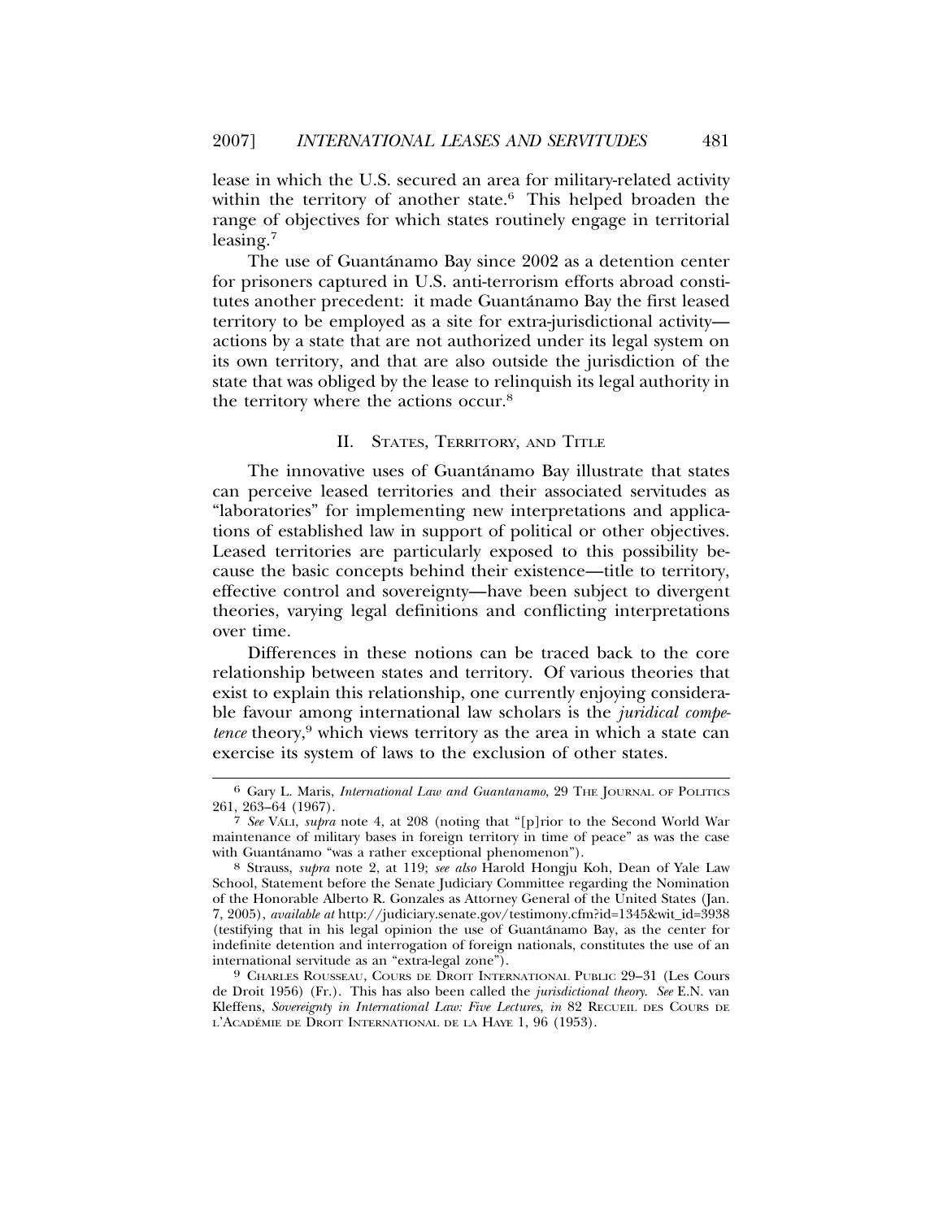lease in which the U.S. secured an area for military-related activity within the territory of another state.[6] This helped broaden the range of objectives for which states routinely engage in territorial leasing.[7]

The use of Guantánamo Bay since 2002 as a detention center for prisoners captured in U.S. anti-terrorism efforts abroad constitutes another precedent: it made Guantánamo Bay the first leased territory to be employed as a site for extra-jurisdictional activity—actions by a state that are not authorized under its legal system on its own territory, and that are also outside the jurisdiction of the state that was obliged by the lease to relinquish its legal authority in the territory where the actions occur.[8]

## II. States, Territory, and Title

The innovative uses of Guantánamo Bay illustrate that states can perceive leased territories and their associated servitudes as "laboratories" for implementing new interpretations and applications of established law in support of political or other objectives. Leased territories are particularly exposed to this possibility because the basic concepts behind their existence—title to territory, effective control and sovereignty—have been subject to divergent theories, varying legal definitions and conflicting interpretations over time.

Differences in these notions can be traced back to the core relationship between states and territory. Of various theories that exist to explain this relationship, one currently enjoying considerable favour among international law scholars is the *juridical competence* theory,[9] which views territory as the area in which a state can exercise its system of laws to the exclusion of other states.

---

[6] Gary L. Maris, *International Law and Guantanamo*, 29 The Journal of Politics 261, 263–64 (1967).

[7] *See* Váli, *supra* note 4, at 208 (noting that "[p]rior to the Second World War maintenance of military bases in foreign territory in time of peace" as was the case with Guantánamo "was a rather exceptional phenomenon").

[8] Strauss, *supra* note 2, at 119; *see also* Harold Hongju Koh, Dean of Yale Law School, Statement before the Senate Judiciary Committee regarding the Nomination of the Honorable Alberto R. Gonzales as Attorney General of the United States (Jan. 7, 2005), *available at* http://judiciary.senate.gov/testimony.cfm?id=1345&wit_id=3938 (testifying that in his legal opinion the use of Guantánamo Bay, as the center for indefinite detention and interrogation of foreign nationals, constitutes the use of an international servitude as an "extra-legal zone").

[9] Charles Rousseau, Cours de Droit International Public 29–31 (Les Cours de Droit 1956) (Fr.). This has also been called the *jurisdictional theory*. *See* E.N. van Kleffens, *Sovereignty in International Law: Five Lectures*, *in* 82 Recueil des Cours de l'Académie de Droit International de la Haye 1, 96 (1953).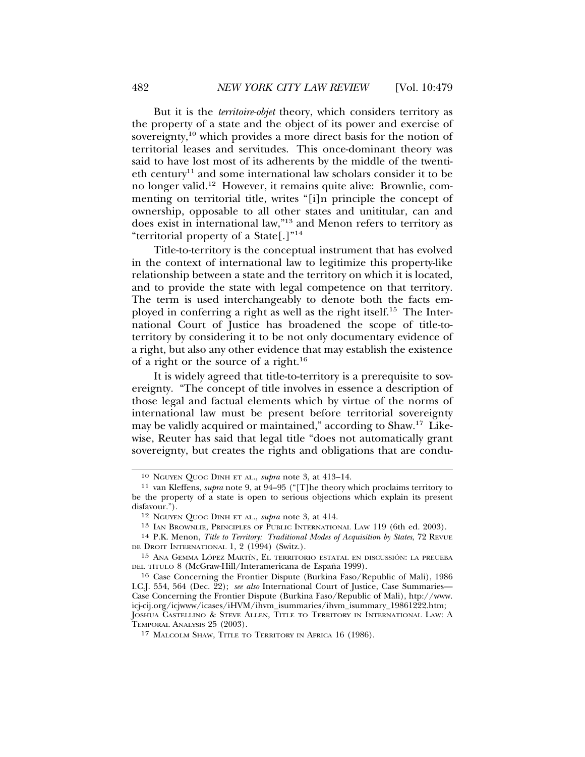But it is the *territoire-objet* theory, which considers territory as the property of a state and the object of its power and exercise of sovereignty,[10] which provides a more direct basis for the notion of territorial leases and servitudes. This once-dominant theory was said to have lost most of its adherents by the middle of the twentieth century[11] and some international law scholars consider it to be no longer valid.[12] However, it remains quite alive: Brownlie, commenting on territorial title, writes "[i]n principle the concept of ownership, opposable to all other states and unititular, can and does exist in international law,"[13] and Menon refers to territory as "territorial property of a State[.]"[14]

Title-to-territory is the conceptual instrument that has evolved in the context of international law to legitimize this property-like relationship between a state and the territory on which it is located, and to provide the state with legal competence on that territory. The term is used interchangeably to denote both the facts employed in conferring a right as well as the right itself.[15] The International Court of Justice has broadened the scope of title-to-territory by considering it to be not only documentary evidence of a right, but also any other evidence that may establish the existence of a right or the source of a right.[16]

It is widely agreed that title-to-territory is a prerequisite to sovereignty. "The concept of title involves in essence a description of those legal and factual elements which by virtue of the norms of international law must be present before territorial sovereignty may be validly acquired or maintained," according to Shaw.[17] Likewise, Reuter has said that legal title "does not automatically grant sovereignty, but creates the rights and obligations that are condu-

---

10 NGUYEN QUOC DINH ET AL., *supra* note 3, at 413–14.

11 van Kleffens, *supra* note 9, at 94–95 ("[T]he theory which proclaims territory to be the property of a state is open to serious objections which explain its present disfavour.").

12 NGUYEN QUOC DINH ET AL., *supra* note 3, at 414.

13 IAN BROWNLIE, PRINCIPLES OF PUBLIC INTERNATIONAL LAW 119 (6th ed. 2003).

14 P.K. Menon, *Title to Territory: Traditional Modes of Acquisition by States*, 72 REVUE DE DROIT INTERNATIONAL 1, 2 (1994) (Switz.).

15 ANA GEMMA LÓPEZ MARTÍN, EL TERRITORIO ESTATAL EN DISCUSSIÓN: LA PREUEBA DEL TÍTULO 8 (McGraw-Hill/Interamericana de España 1999).

16 Case Concerning the Frontier Dispute (Burkina Faso/Republic of Mali), 1986 I.C.J. 554, 564 (Dec. 22); *see also* International Court of Justice, Case Summaries—Case Concerning the Frontier Dispute (Burkina Faso/Republic of Mali), htp://www.icj-cij.org/icjwww/icases/iHVM/ihvm_isummaries/ihvm_isummary_19861222.htm; JOSHUA CASTELLINO & STEVE ALLEN, TITLE TO TERRITORY IN INTERNATIONAL LAW: A TEMPORAL ANALYSIS 25 (2003).

17 MALCOLM SHAW, TITLE TO TERRITORY IN AFRICA 16 (1986).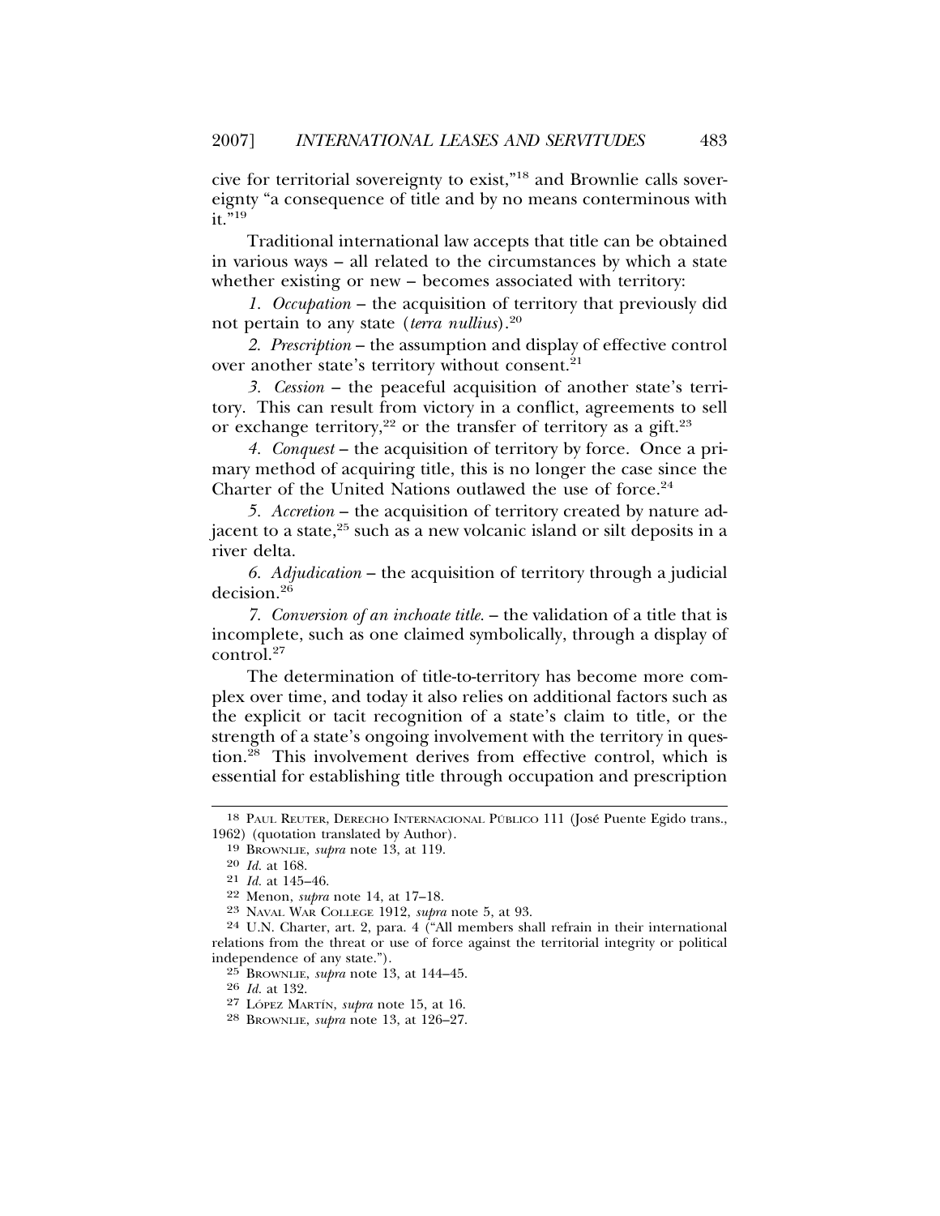cive for territorial sovereignty to exist,"[18] and Brownlie calls sovereignty "a consequence of title and by no means conterminous with it."[19]

Traditional international law accepts that title can be obtained in various ways – all related to the circumstances by which a state whether existing or new – becomes associated with territory:

*1. Occupation* – the acquisition of territory that previously did not pertain to any state (*terra nullius*).[20]

*2. Prescription* – the assumption and display of effective control over another state's territory without consent.[21]

*3. Cession* – the peaceful acquisition of another state's territory. This can result from victory in a conflict, agreements to sell or exchange territory,[22] or the transfer of territory as a gift.[23]

*4. Conquest* – the acquisition of territory by force. Once a primary method of acquiring title, this is no longer the case since the Charter of the United Nations outlawed the use of force.[24]

*5. Accretion* – the acquisition of territory created by nature adjacent to a state,[25] such as a new volcanic island or silt deposits in a river delta.

*6. Adjudication* – the acquisition of territory through a judicial decision.[26]

*7. Conversion of an inchoate title.* – the validation of a title that is incomplete, such as one claimed symbolically, through a display of control.[27]

The determination of title-to-territory has become more complex over time, and today it also relies on additional factors such as the explicit or tacit recognition of a state's claim to title, or the strength of a state's ongoing involvement with the territory in question.[28] This involvement derives from effective control, which is essential for establishing title through occupation and prescription

---

18 PAUL REUTER, DERECHO INTERNACIONAL PÚBLICO 111 (José Puente Egido trans., 1962) (quotation translated by Author).

19 BROWNLIE, *supra* note 13, at 119.

20 *Id.* at 168.

21 *Id.* at 145–46.

22 Menon, *supra* note 14, at 17–18.

23 NAVAL WAR COLLEGE 1912, *supra* note 5, at 93.

24 U.N. Charter, art. 2, para. 4 ("All members shall refrain in their international relations from the threat or use of force against the territorial integrity or political independence of any state.").

25 BROWNLIE, *supra* note 13, at 144–45.

26 *Id.* at 132.

27 LÓPEZ MARTÍN, *supra* note 15, at 16.

28 BROWNLIE, *supra* note 13, at 126–27.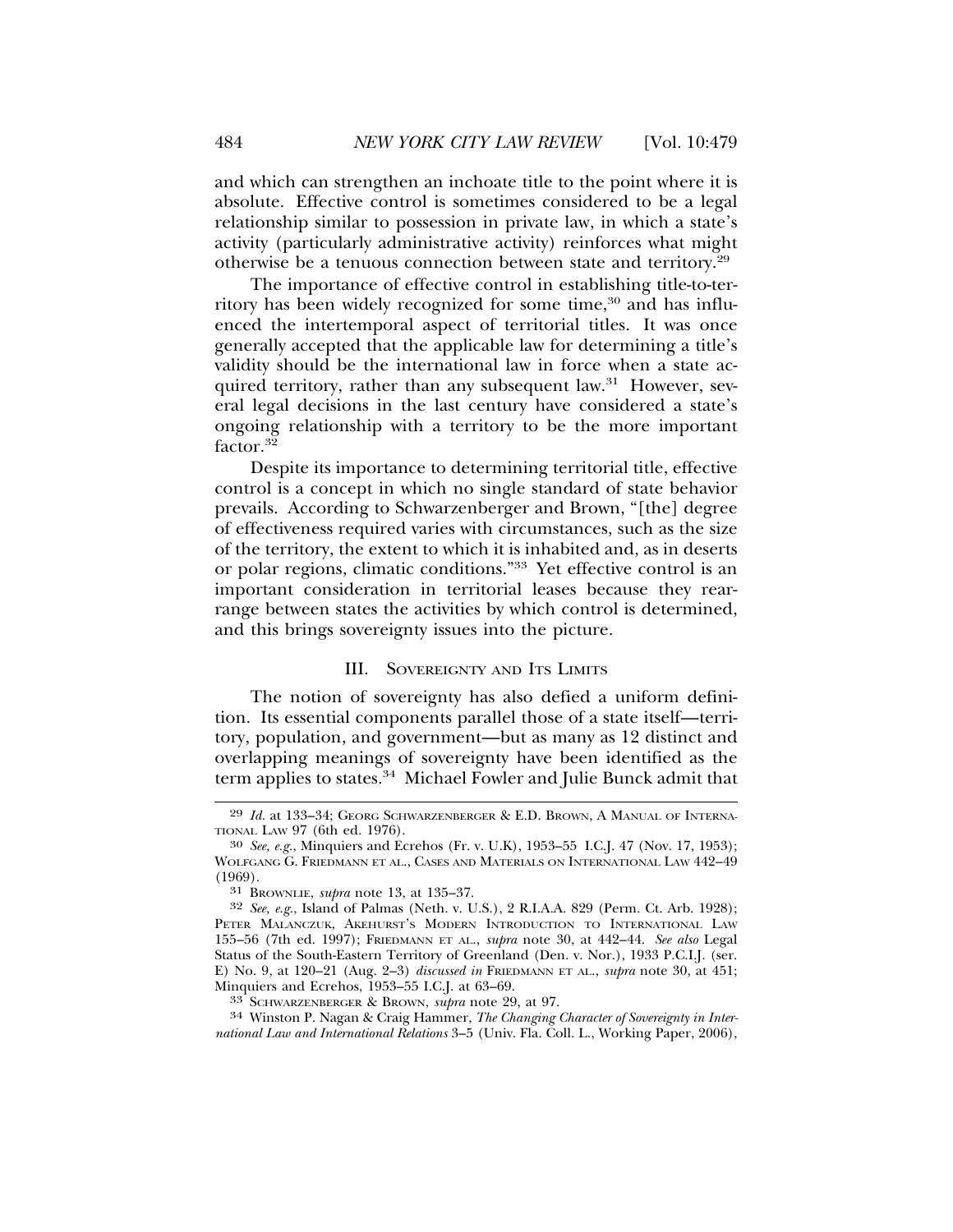and which can strengthen an inchoate title to the point where it is absolute. Effective control is sometimes considered to be a legal relationship similar to possession in private law, in which a state's activity (particularly administrative activity) reinforces what might otherwise be a tenuous connection between state and territory.[29]

The importance of effective control in establishing title-to-territory has been widely recognized for some time,[30] and has influenced the intertemporal aspect of territorial titles. It was once generally accepted that the applicable law for determining a title's validity should be the international law in force when a state acquired territory, rather than any subsequent law.[31] However, several legal decisions in the last century have considered a state's ongoing relationship with a territory to be the more important factor.[32]

Despite its importance to determining territorial title, effective control is a concept in which no single standard of state behavior prevails. According to Schwarzenberger and Brown, "[the] degree of effectiveness required varies with circumstances, such as the size of the territory, the extent to which it is inhabited and, as in deserts or polar regions, climatic conditions."[33] Yet effective control is an important consideration in territorial leases because they rearrange between states the activities by which control is determined, and this brings sovereignty issues into the picture.

## III. Sovereignty and Its Limits

The notion of sovereignty has also defied a uniform definition. Its essential components parallel those of a state itself—territory, population, and government—but as many as 12 distinct and overlapping meanings of sovereignty have been identified as the term applies to states.[34] Michael Fowler and Julie Bunck admit that

---

[29] *Id.* at 133–34; Georg Schwarzenberger & E.D. Brown, A Manual of International Law 97 (6th ed. 1976).

[30] *See, e.g.*, Minquiers and Ecrehos (Fr. v. U.K), 1953–55 I.C.J. 47 (Nov. 17, 1953); Wolfgang G. Friedmann et al., Cases and Materials on International Law 442–49 (1969).

[31] Brownlie, *supra* note 13, at 135–37.

[32] *See, e.g.*, Island of Palmas (Neth. v. U.S.), 2 R.I.A.A. 829 (Perm. Ct. Arb. 1928); Peter Malanczuk, Akehurst's Modern Introduction to International Law 155–56 (7th ed. 1997); Friedmann et al., *supra* note 30, at 442–44. *See also* Legal Status of the South-Eastern Territory of Greenland (Den. v. Nor.), 1933 P.C.I.J. (ser. E) No. 9, at 120–21 (Aug. 2–3) *discussed in* Friedmann et al., *supra* note 30, at 451; Minquiers and Ecrehos, 1953–55 I.C.J. at 63–69.

[33] Schwarzenberger & Brown, *supra* note 29, at 97.

[34] Winston P. Nagan & Craig Hammer, *The Changing Character of Sovereignty in International Law and International Relations* 3–5 (Univ. Fla. Coll. L., Working Paper, 2006),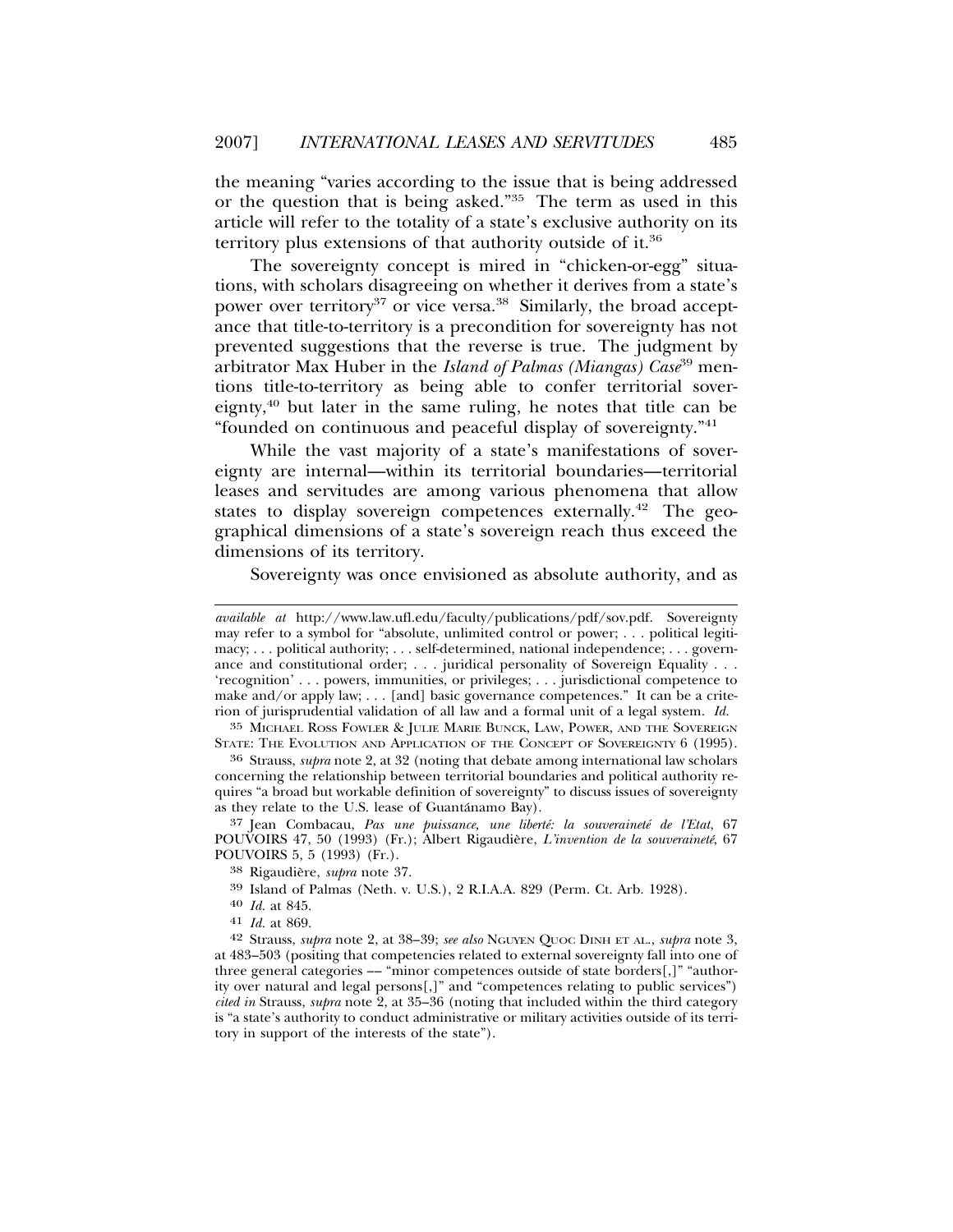the meaning "varies according to the issue that is being addressed or the question that is being asked."[35] The term as used in this article will refer to the totality of a state's exclusive authority on its territory plus extensions of that authority outside of it.[36]

The sovereignty concept is mired in "chicken-or-egg" situations, with scholars disagreeing on whether it derives from a state's power over territory[37] or vice versa.[38] Similarly, the broad acceptance that title-to-territory is a precondition for sovereignty has not prevented suggestions that the reverse is true. The judgment by arbitrator Max Huber in the *Island of Palmas (Miangas) Case*[39] mentions title-to-territory as being able to confer territorial sovereignty,[40] but later in the same ruling, he notes that title can be "founded on continuous and peaceful display of sovereignty."[41]

While the vast majority of a state's manifestations of sovereignty are internal—within its territorial boundaries—territorial leases and servitudes are among various phenomena that allow states to display sovereign competences externally.[42] The geographical dimensions of a state's sovereign reach thus exceed the dimensions of its territory.

Sovereignty was once envisioned as absolute authority, and as

---

*available at* http://www.law.ufl.edu/faculty/publications/pdf/sov.pdf. Sovereignty may refer to a symbol for "absolute, unlimited control or power; . . . political legitimacy; . . . political authority; . . . self-determined, national independence; . . . governance and constitutional order; . . . juridical personality of Sovereign Equality . . . 'recognition' . . . powers, immunities, or privileges; . . . jurisdictional competence to make and/or apply law; . . . [and] basic governance competences." It can be a criterion of jurisprudential validation of all law and a formal unit of a legal system. *Id.*

35 MICHAEL ROSS FOWLER & JULIE MARIE BUNCK, LAW, POWER, AND THE SOVEREIGN STATE: THE EVOLUTION AND APPLICATION OF THE CONCEPT OF SOVEREIGNTY 6 (1995).

36 Strauss, *supra* note 2, at 32 (noting that debate among international law scholars concerning the relationship between territorial boundaries and political authority requires "a broad but workable definition of sovereignty" to discuss issues of sovereignty as they relate to the U.S. lease of Guantánamo Bay).

37 Jean Combacau, *Pas une puissance, une liberté: la souveraineté de l'Etat*, 67 POUVOIRS 47, 50 (1993) (Fr.); Albert Rigaudière, *L'invention de la souveraineté*, 67 POUVOIRS 5, 5 (1993) (Fr.).

38 Rigaudière, *supra* note 37.

39 Island of Palmas (Neth. v. U.S.), 2 R.I.A.A. 829 (Perm. Ct. Arb. 1928).

40 *Id.* at 845.

41 *Id.* at 869.

42 Strauss, *supra* note 2, at 38–39; *see also* NGUYEN QUOC DINH ET AL., *supra* note 3, at 483–503 (positing that competencies related to external sovereignty fall into one of three general categories –– "minor competences outside of state borders[,]" "authority over natural and legal persons[,]" and "competences relating to public services") *cited in* Strauss, *supra* note 2, at 35–36 (noting that included within the third category is "a state's authority to conduct administrative or military activities outside of its territory in support of the interests of the state").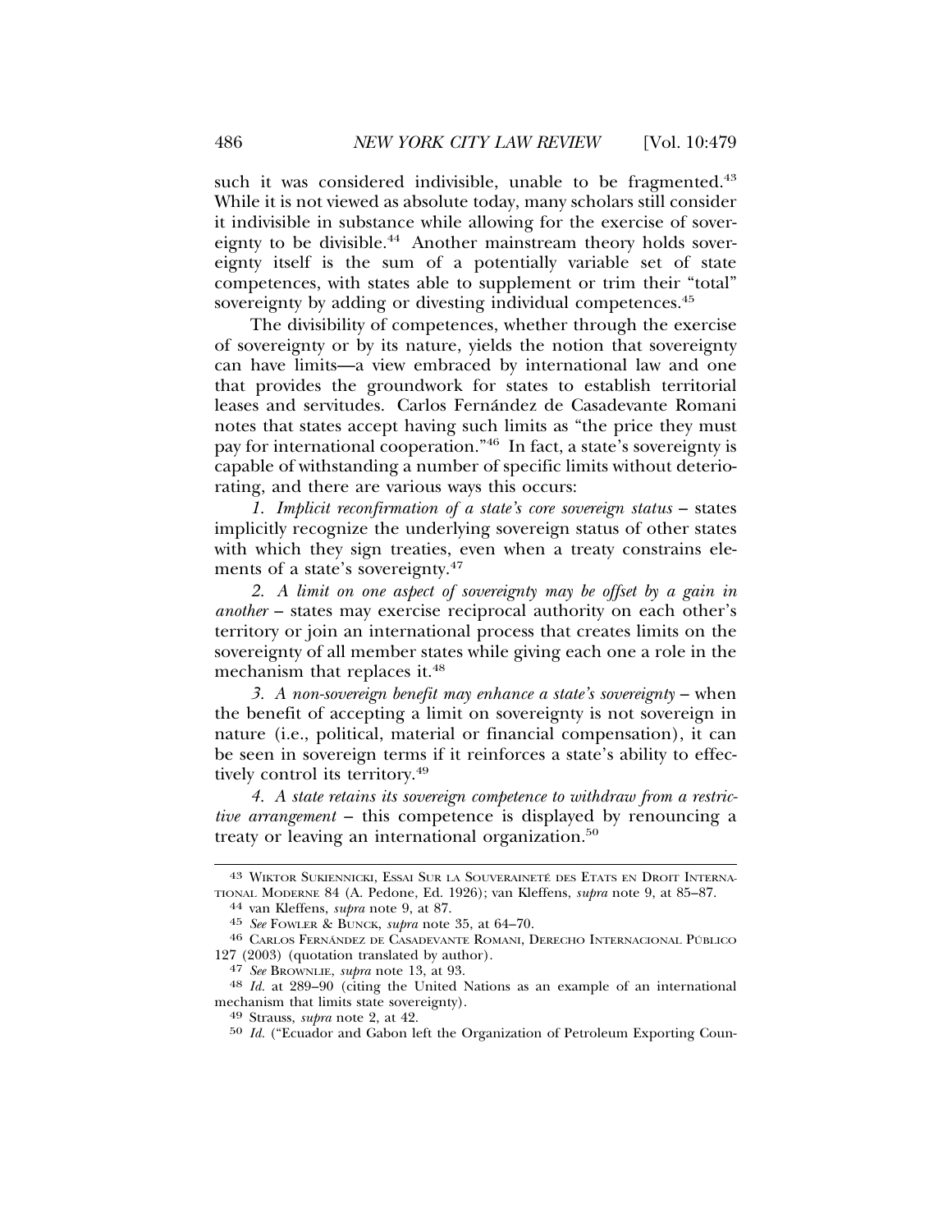such it was considered indivisible, unable to be fragmented.[43] While it is not viewed as absolute today, many scholars still consider it indivisible in substance while allowing for the exercise of sovereignty to be divisible.[44] Another mainstream theory holds sovereignty itself is the sum of a potentially variable set of state competences, with states able to supplement or trim their "total" sovereignty by adding or divesting individual competences.[45]

The divisibility of competences, whether through the exercise of sovereignty or by its nature, yields the notion that sovereignty can have limits—a view embraced by international law and one that provides the groundwork for states to establish territorial leases and servitudes. Carlos Fernández de Casadevante Romani notes that states accept having such limits as "the price they must pay for international cooperation."[46] In fact, a state's sovereignty is capable of withstanding a number of specific limits without deteriorating, and there are various ways this occurs:

*1. Implicit reconfirmation of a state's core sovereign status* – states implicitly recognize the underlying sovereign status of other states with which they sign treaties, even when a treaty constrains elements of a state's sovereignty.[47]

*2. A limit on one aspect of sovereignty may be offset by a gain in another* – states may exercise reciprocal authority on each other's territory or join an international process that creates limits on the sovereignty of all member states while giving each one a role in the mechanism that replaces it.[48]

*3. A non-sovereign benefit may enhance a state's sovereignty* – when the benefit of accepting a limit on sovereignty is not sovereign in nature (i.e., political, material or financial compensation), it can be seen in sovereign terms if it reinforces a state's ability to effectively control its territory.[49]

*4. A state retains its sovereign competence to withdraw from a restrictive arrangement* – this competence is displayed by renouncing a treaty or leaving an international organization.[50]

---

[43] WIKTOR SUKIENNICKI, ESSAI SUR LA SOUVERAINETÉ DES ETATS EN DROIT INTERNATIONAL MODERNE 84 (A. Pedone, Ed. 1926); van Kleffens, *supra* note 9, at 85–87.

[44] van Kleffens, *supra* note 9, at 87.

[45] *See* FOWLER & BUNCK, *supra* note 35, at 64–70.

[46] CARLOS FERNÁNDEZ DE CASADEVANTE ROMANI, DERECHO INTERNACIONAL PÚBLICO 127 (2003) (quotation translated by author).

[47] *See* BROWNLIE, *supra* note 13, at 93.

[48] *Id.* at 289–90 (citing the United Nations as an example of an international mechanism that limits state sovereignty).

[49] Strauss, *supra* note 2, at 42.

[50] *Id.* ("Ecuador and Gabon left the Organization of Petroleum Exporting Coun-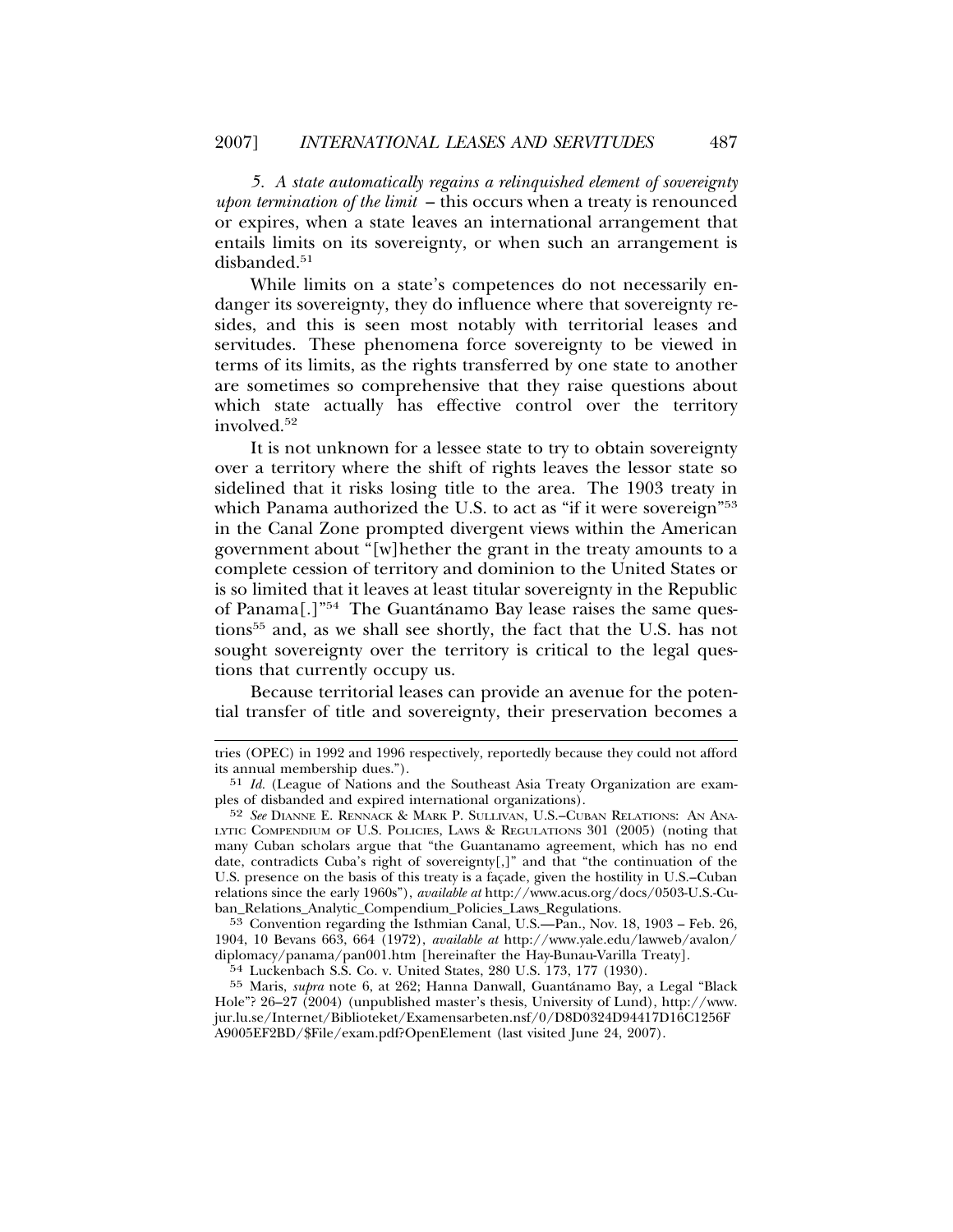*5. A state automatically regains a relinquished element of sovereignty upon termination of the limit* – this occurs when a treaty is renounced or expires, when a state leaves an international arrangement that entails limits on its sovereignty, or when such an arrangement is disbanded.[51]

While limits on a state's competences do not necessarily endanger its sovereignty, they do influence where that sovereignty resides, and this is seen most notably with territorial leases and servitudes. These phenomena force sovereignty to be viewed in terms of its limits, as the rights transferred by one state to another are sometimes so comprehensive that they raise questions about which state actually has effective control over the territory involved.[52]

It is not unknown for a lessee state to try to obtain sovereignty over a territory where the shift of rights leaves the lessor state so sidelined that it risks losing title to the area. The 1903 treaty in which Panama authorized the U.S. to act as "if it were sovereign"[53] in the Canal Zone prompted divergent views within the American government about "[w]hether the grant in the treaty amounts to a complete cession of territory and dominion to the United States or is so limited that it leaves at least titular sovereignty in the Republic of Panama[.]"[54] The Guantánamo Bay lease raises the same questions[55] and, as we shall see shortly, the fact that the U.S. has not sought sovereignty over the territory is critical to the legal questions that currently occupy us.

Because territorial leases can provide an avenue for the potential transfer of title and sovereignty, their preservation becomes a

---

tries (OPEC) in 1992 and 1996 respectively, reportedly because they could not afford its annual membership dues.").

51 *Id.* (League of Nations and the Southeast Asia Treaty Organization are examples of disbanded and expired international organizations).

52 *See* DIANNE E. RENNACK & MARK P. SULLIVAN, U.S.–CUBAN RELATIONS: AN ANALYTIC COMPENDIUM OF U.S. POLICIES, LAWS & REGULATIONS 301 (2005) (noting that many Cuban scholars argue that "the Guantanamo agreement, which has no end date, contradicts Cuba's right of sovereignty[,]" and that "the continuation of the U.S. presence on the basis of this treaty is a façade, given the hostility in U.S.–Cuban relations since the early 1960s"), *available at* http://www.acus.org/docs/0503-U.S.-Cuban_Relations_Analytic_Compendium_Policies_Laws_Regulations.

53 Convention regarding the Isthmian Canal, U.S.—Pan., Nov. 18, 1903 – Feb. 26, 1904, 10 Bevans 663, 664 (1972), *available at* http://www.yale.edu/lawweb/avalon/diplomacy/panama/pan001.htm [hereinafter the Hay-Bunau-Varilla Treaty].

54 Luckenbach S.S. Co. v. United States, 280 U.S. 173, 177 (1930).

55 Maris, *supra* note 6, at 262; Hanna Danwall, Guantánamo Bay, a Legal "Black Hole"? 26–27 (2004) (unpublished master's thesis, University of Lund), http://www.jur.lu.se/Internet/Biblioteket/Examensarbeten.nsf/0/D8D0324D94417D16C1256FA9005EF2BD/$File/exam.pdf?OpenElement (last visited June 24, 2007).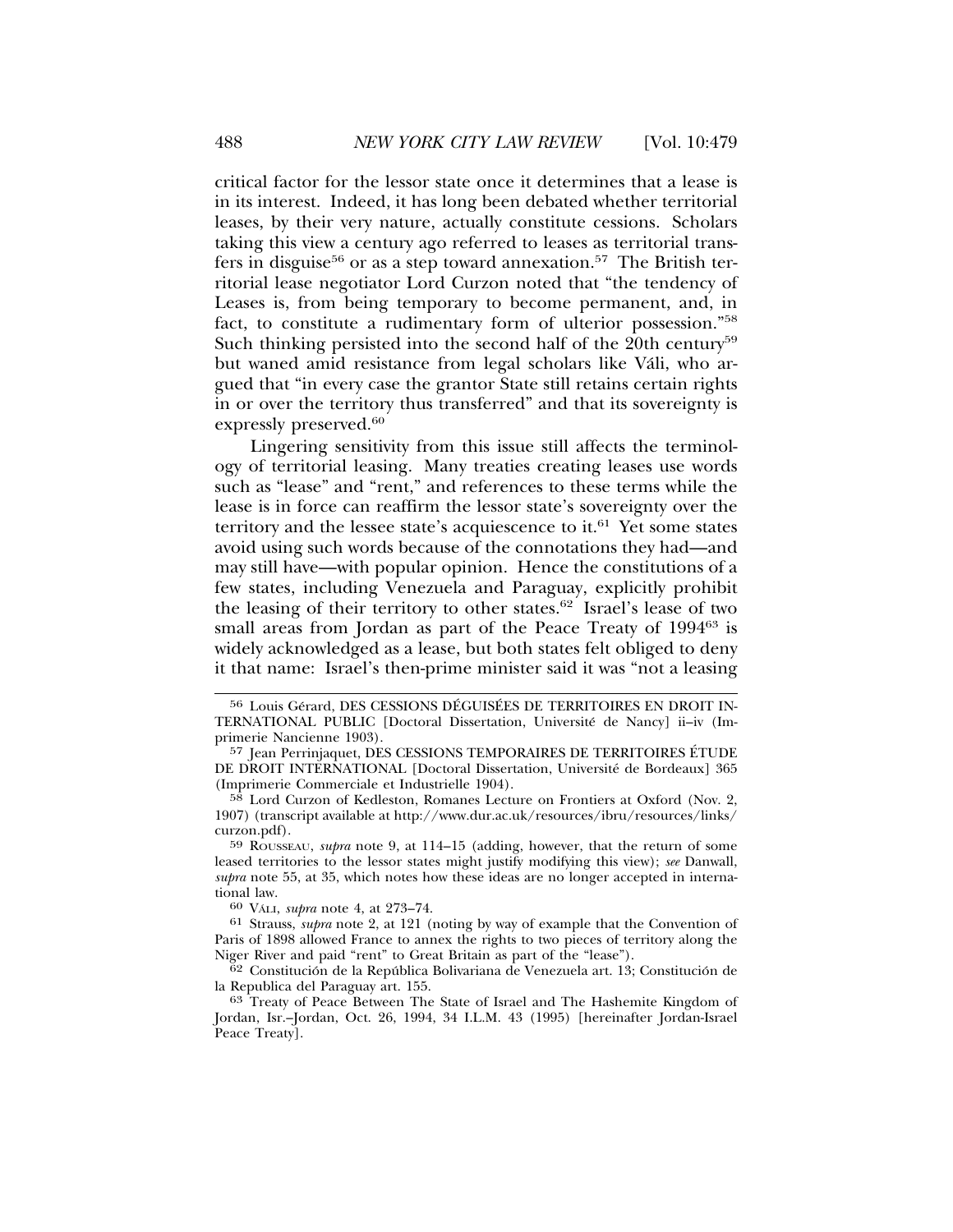critical factor for the lessor state once it determines that a lease is in its interest. Indeed, it has long been debated whether territorial leases, by their very nature, actually constitute cessions. Scholars taking this view a century ago referred to leases as territorial transfers in disguise[56] or as a step toward annexation.[57] The British territorial lease negotiator Lord Curzon noted that "the tendency of Leases is, from being temporary to become permanent, and, in fact, to constitute a rudimentary form of ulterior possession."[58] Such thinking persisted into the second half of the 20th century[59] but waned amid resistance from legal scholars like Váli, who argued that "in every case the grantor State still retains certain rights in or over the territory thus transferred" and that its sovereignty is expressly preserved.[60]

Lingering sensitivity from this issue still affects the terminology of territorial leasing. Many treaties creating leases use words such as "lease" and "rent," and references to these terms while the lease is in force can reaffirm the lessor state's sovereignty over the territory and the lessee state's acquiescence to it.[61] Yet some states avoid using such words because of the connotations they had—and may still have—with popular opinion. Hence the constitutions of a few states, including Venezuela and Paraguay, explicitly prohibit the leasing of their territory to other states.[62] Israel's lease of two small areas from Jordan as part of the Peace Treaty of 1994[63] is widely acknowledged as a lease, but both states felt obliged to deny it that name: Israel's then-prime minister said it was "not a leasing

---

56 Louis Gérard, DES CESSIONS DÉGUISÉES DE TERRITOIRES EN DROIT INTERNATIONAL PUBLIC [Doctoral Dissertation, Université de Nancy] ii–iv (Imprimerie Nancienne 1903).

57 Jean Perrinjaquet, DES CESSIONS TEMPORAIRES DE TERRITOIRES ÉTUDE DE DROIT INTERNATIONAL [Doctoral Dissertation, Université de Bordeaux] 365 (Imprimerie Commerciale et Industrielle 1904).

58 Lord Curzon of Kedleston, Romanes Lecture on Frontiers at Oxford (Nov. 2, 1907) (transcript available at http://www.dur.ac.uk/resources/ibru/resources/links/curzon.pdf).

59 ROUSSEAU, *supra* note 9, at 114–15 (adding, however, that the return of some leased territories to the lessor states might justify modifying this view); *see* Danwall, *supra* note 55, at 35, which notes how these ideas are no longer accepted in international law.

60 VÁLI, *supra* note 4, at 273–74.

61 Strauss, *supra* note 2, at 121 (noting by way of example that the Convention of Paris of 1898 allowed France to annex the rights to two pieces of territory along the Niger River and paid "rent" to Great Britain as part of the "lease").

62 Constitución de la República Bolivariana de Venezuela art. 13; Constitución de la Republica del Paraguay art. 155.

63 Treaty of Peace Between The State of Israel and The Hashemite Kingdom of Jordan, Isr.–Jordan, Oct. 26, 1994, 34 I.L.M. 43 (1995) [hereinafter Jordan-Israel Peace Treaty].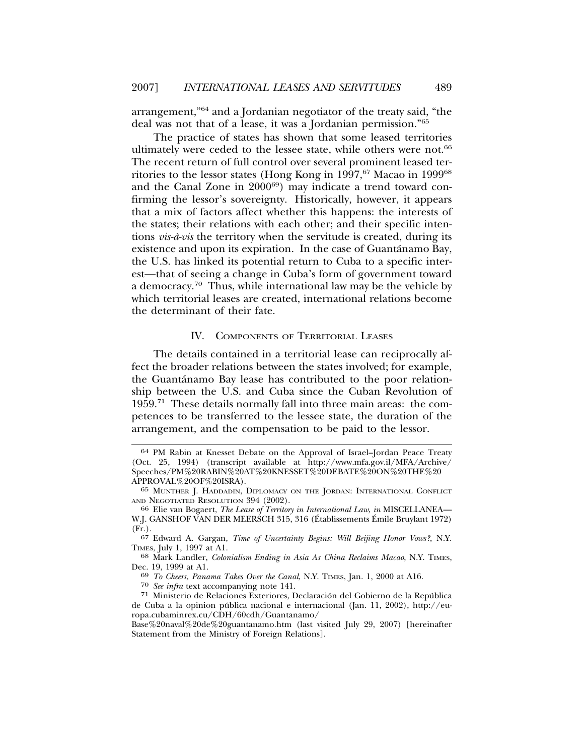arrangement,"[64] and a Jordanian negotiator of the treaty said, "the deal was not that of a lease, it was a Jordanian permission."[65]

The practice of states has shown that some leased territories ultimately were ceded to the lessee state, while others were not.[66] The recent return of full control over several prominent leased territories to the lessor states (Hong Kong in 1997,[67] Macao in 1999[68] and the Canal Zone in 2000[69]) may indicate a trend toward confirming the lessor's sovereignty. Historically, however, it appears that a mix of factors affect whether this happens: the interests of the states; their relations with each other; and their specific intentions *vis-à-vis* the territory when the servitude is created, during its existence and upon its expiration. In the case of Guantánamo Bay, the U.S. has linked its potential return to Cuba to a specific interest—that of seeing a change in Cuba's form of government toward a democracy.[70] Thus, while international law may be the vehicle by which territorial leases are created, international relations become the determinant of their fate.

## IV. Components of Territorial Leases

The details contained in a territorial lease can reciprocally affect the broader relations between the states involved; for example, the Guantánamo Bay lease has contributed to the poor relationship between the U.S. and Cuba since the Cuban Revolution of 1959.[71] These details normally fall into three main areas: the competences to be transferred to the lessee state, the duration of the arrangement, and the compensation to be paid to the lessor.

---

64 PM Rabin at Knesset Debate on the Approval of Israel–Jordan Peace Treaty (Oct. 25, 1994) (transcript available at http://www.mfa.gov.il/MFA/Archive/Speeches/PM%20RABIN%20AT%20KNESSET%20DEBATE%20ON%20THE%20APPROVAL%20OF%20ISRA).

65 Munther J. Haddadin, Diplomacy on the Jordan: International Conflict and Negotiated Resolution 394 (2002).

66 Elie van Bogaert, *The Lease of Territory in International Law*, *in* MISCELLANEA—W.J. GANSHOF VAN DER MEERSCH 315, 316 (Établissements Émile Bruylant 1972) (Fr.).

67 Edward A. Gargan, *Time of Uncertainty Begins: Will Beijing Honor Vows?*, N.Y. Times, July 1, 1997 at A1.

68 Mark Landler, *Colonialism Ending in Asia As China Reclaims Macao*, N.Y. Times, Dec. 19, 1999 at A1.

69 *To Cheers, Panama Takes Over the Canal*, N.Y. Times, Jan. 1, 2000 at A16.

70 *See infra* text accompanying note 141.

71 Ministerio de Relaciones Exteriores, Declaración del Gobierno de la República de Cuba a la opinion pública nacional e internacional (Jan. 11, 2002), http://europa.cubaminrex.cu/CDH/60cdh/Guantanamo/Base%20naval%20de%20guantanamo.htm (last visited July 29, 2007) [hereinafter Statement from the Ministry of Foreign Relations].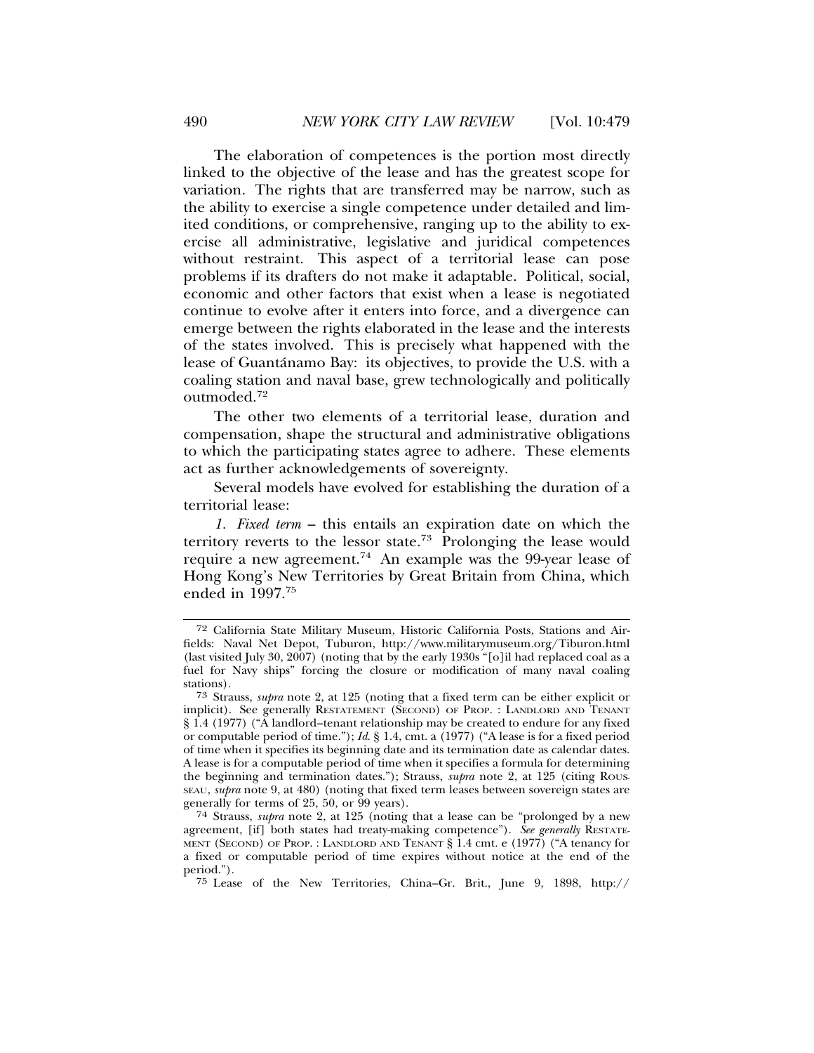The elaboration of competences is the portion most directly linked to the objective of the lease and has the greatest scope for variation. The rights that are transferred may be narrow, such as the ability to exercise a single competence under detailed and limited conditions, or comprehensive, ranging up to the ability to exercise all administrative, legislative and juridical competences without restraint. This aspect of a territorial lease can pose problems if its drafters do not make it adaptable. Political, social, economic and other factors that exist when a lease is negotiated continue to evolve after it enters into force, and a divergence can emerge between the rights elaborated in the lease and the interests of the states involved. This is precisely what happened with the lease of Guantánamo Bay: its objectives, to provide the U.S. with a coaling station and naval base, grew technologically and politically outmoded.[72]

The other two elements of a territorial lease, duration and compensation, shape the structural and administrative obligations to which the participating states agree to adhere. These elements act as further acknowledgements of sovereignty.

Several models have evolved for establishing the duration of a territorial lease:

*1. Fixed term* – this entails an expiration date on which the territory reverts to the lessor state.[73] Prolonging the lease would require a new agreement.[74] An example was the 99-year lease of Hong Kong's New Territories by Great Britain from China, which ended in 1997.[75]

---

72 California State Military Museum, Historic California Posts, Stations and Airfields: Naval Net Depot, Tuburon, http://www.militarymuseum.org/Tiburon.html (last visited July 30, 2007) (noting that by the early 1930s "[o]il had replaced coal as a fuel for Navy ships" forcing the closure or modification of many naval coaling stations).

73 Strauss, *supra* note 2, at 125 (noting that a fixed term can be either explicit or implicit). See generally RESTATEMENT (SECOND) OF PROP. : LANDLORD AND TENANT § 1.4 (1977) ("A landlord–tenant relationship may be created to endure for any fixed or computable period of time."); *Id.* § 1.4, cmt. a (1977) ("A lease is for a fixed period of time when it specifies its beginning date and its termination date as calendar dates. A lease is for a computable period of time when it specifies a formula for determining the beginning and termination dates."); Strauss, *supra* note 2, at 125 (citing ROUSSEAU, *supra* note 9, at 480) (noting that fixed term leases between sovereign states are generally for terms of 25, 50, or 99 years).

74 Strauss, *supra* note 2, at 125 (noting that a lease can be "prolonged by a new agreement, [if] both states had treaty-making competence"). *See generally* RESTATEMENT (SECOND) OF PROP. : LANDLORD AND TENANT § 1.4 cmt. e (1977) ("A tenancy for a fixed or computable period of time expires without notice at the end of the period.").

75 Lease of the New Territories, China–Gr. Brit., June 9, 1898, http://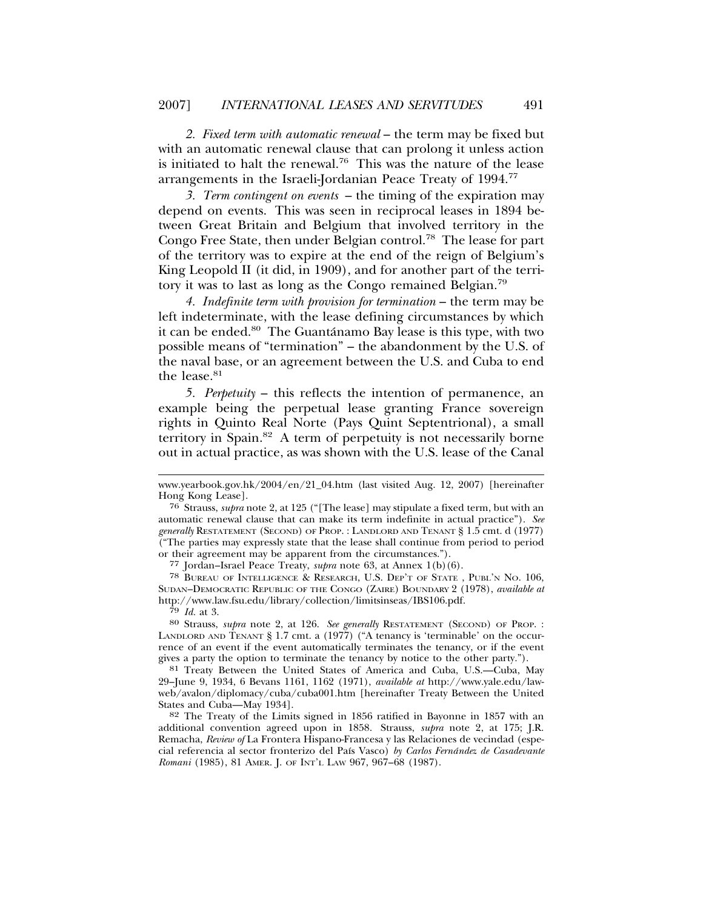*2. Fixed term with automatic renewal* – the term may be fixed but with an automatic renewal clause that can prolong it unless action is initiated to halt the renewal.[76] This was the nature of the lease arrangements in the Israeli-Jordanian Peace Treaty of 1994.[77]

*3. Term contingent on events* – the timing of the expiration may depend on events. This was seen in reciprocal leases in 1894 between Great Britain and Belgium that involved territory in the Congo Free State, then under Belgian control.[78] The lease for part of the territory was to expire at the end of the reign of Belgium's King Leopold II (it did, in 1909), and for another part of the territory it was to last as long as the Congo remained Belgian.[79]

*4. Indefinite term with provision for termination* – the term may be left indeterminate, with the lease defining circumstances by which it can be ended.[80] The Guantánamo Bay lease is this type, with two possible means of "termination" – the abandonment by the U.S. of the naval base, or an agreement between the U.S. and Cuba to end the lease.[81]

*5. Perpetuity* – this reflects the intention of permanence, an example being the perpetual lease granting France sovereign rights in Quinto Real Norte (Pays Quint Septentrional), a small territory in Spain.[82] A term of perpetuity is not necessarily borne out in actual practice, as was shown with the U.S. lease of the Canal

---

www.yearbook.gov.hk/2004/en/21_04.htm (last visited Aug. 12, 2007) [hereinafter Hong Kong Lease].

[76] Strauss, *supra* note 2, at 125 ("[The lease] may stipulate a fixed term, but with an automatic renewal clause that can make its term indefinite in actual practice"). *See generally* RESTATEMENT (SECOND) OF PROP. : LANDLORD AND TENANT § 1.5 cmt. d (1977) ("The parties may expressly state that the lease shall continue from period to period or their agreement may be apparent from the circumstances.").

[77] Jordan–Israel Peace Treaty, *supra* note 63, at Annex 1(b)(6).

[78] BUREAU OF INTELLIGENCE & RESEARCH, U.S. DEP'T OF STATE , PUBL'N NO. 106, SUDAN–DEMOCRATIC REPUBLIC OF THE CONGO (ZAIRE) BOUNDARY 2 (1978), *available at* http://www.law.fsu.edu/library/collection/limitsinseas/IBS106.pdf.

[79] *Id.* at 3.

[80] Strauss, *supra* note 2, at 126. *See generally* RESTATEMENT (SECOND) OF PROP. : LANDLORD AND TENANT § 1.7 cmt. a (1977) ("A tenancy is 'terminable' on the occurrence of an event if the event automatically terminates the tenancy, or if the event gives a party the option to terminate the tenancy by notice to the other party.").

[81] Treaty Between the United States of America and Cuba, U.S.—Cuba, May 29–June 9, 1934, 6 Bevans 1161, 1162 (1971), *available at* http://www.yale.edu/lawweb/avalon/diplomacy/cuba/cuba001.htm [hereinafter Treaty Between the United States and Cuba—May 1934].

[82] The Treaty of the Limits signed in 1856 ratified in Bayonne in 1857 with an additional convention agreed upon in 1858. Strauss, *supra* note 2, at 175; J.R. Remacha, *Review of* La Frontera Hispano-Francesa y las Relaciones de vecindad (especial referencia al sector fronterizo del País Vasco) *by Carlos Fernández de Casadevante Romani* (1985), 81 AMER. J. OF INT'L LAW 967, 967–68 (1987).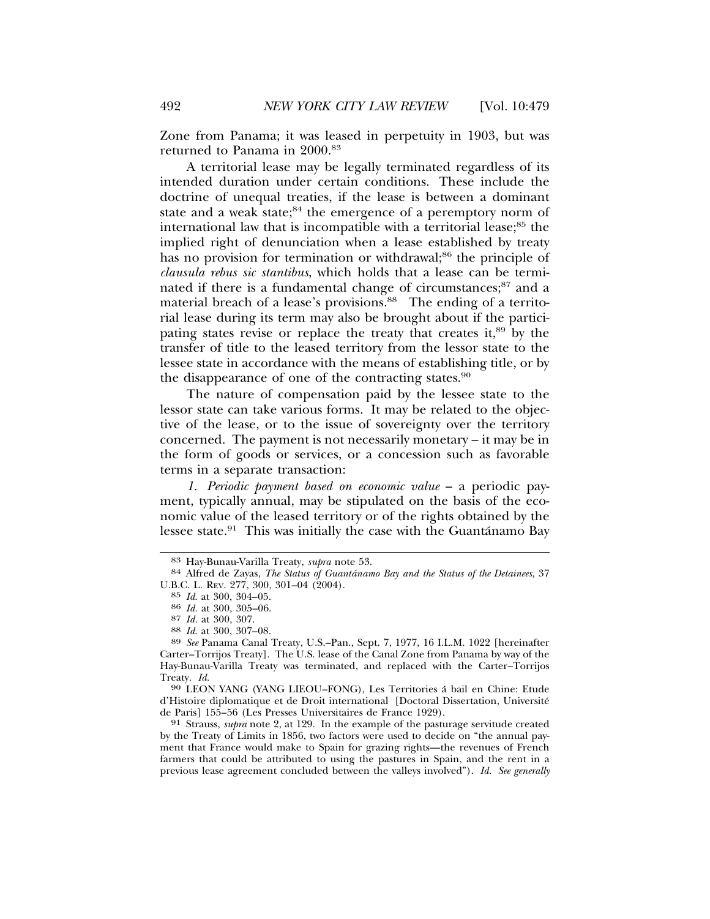Zone from Panama; it was leased in perpetuity in 1903, but was returned to Panama in 2000.[83]

A territorial lease may be legally terminated regardless of its intended duration under certain conditions. These include the doctrine of unequal treaties, if the lease is between a dominant state and a weak state;[84] the emergence of a peremptory norm of international law that is incompatible with a territorial lease;[85] the implied right of denunciation when a lease established by treaty has no provision for termination or withdrawal;[86] the principle of *clausula rebus sic stantibus*, which holds that a lease can be terminated if there is a fundamental change of circumstances;[87] and a material breach of a lease's provisions.[88] The ending of a territorial lease during its term may also be brought about if the participating states revise or replace the treaty that creates it,[89] by the transfer of title to the leased territory from the lessor state to the lessee state in accordance with the means of establishing title, or by the disappearance of one of the contracting states.[90]

The nature of compensation paid by the lessee state to the lessor state can take various forms. It may be related to the objective of the lease, or to the issue of sovereignty over the territory concerned. The payment is not necessarily monetary – it may be in the form of goods or services, or a concession such as favorable terms in a separate transaction:

*1. Periodic payment based on economic value* – a periodic payment, typically annual, may be stipulated on the basis of the economic value of the leased territory or of the rights obtained by the lessee state.[91] This was initially the case with the Guantánamo Bay

---

83 Hay-Bunau-Varilla Treaty, *supra* note 53.

84 Alfred de Zayas, *The Status of Guantánamo Bay and the Status of the Detainees*, 37 U.B.C. L. Rev. 277, 300, 301–04 (2004).

85 *Id.* at 300, 304–05.

86 *Id.* at 300, 305–06.

87 *Id.* at 300, 307.

88 *Id.* at 300, 307–08.

89 *See* Panama Canal Treaty, U.S.–Pan., Sept. 7, 1977, 16 I.L.M. 1022 [hereinafter Carter–Torrijos Treaty]. The U.S. lease of the Canal Zone from Panama by way of the Hay-Bunau-Varilla Treaty was terminated, and replaced with the Carter–Torrijos Treaty. *Id.*

90 LEON YANG (YANG LIEOU–FONG), Les Territories á bail en Chine: Etude d'Histoire diplomatique et de Droit international [Doctoral Dissertation, Université de Paris] 155–56 (Les Presses Universitaires de France 1929).

91 Strauss, *supra* note 2, at 129. In the example of the pasturage servitude created by the Treaty of Limits in 1856, two factors were used to decide on "the annual payment that France would make to Spain for grazing rights—the revenues of French farmers that could be attributed to using the pastures in Spain, and the rent in a previous lease agreement concluded between the valleys involved"). *Id. See generally*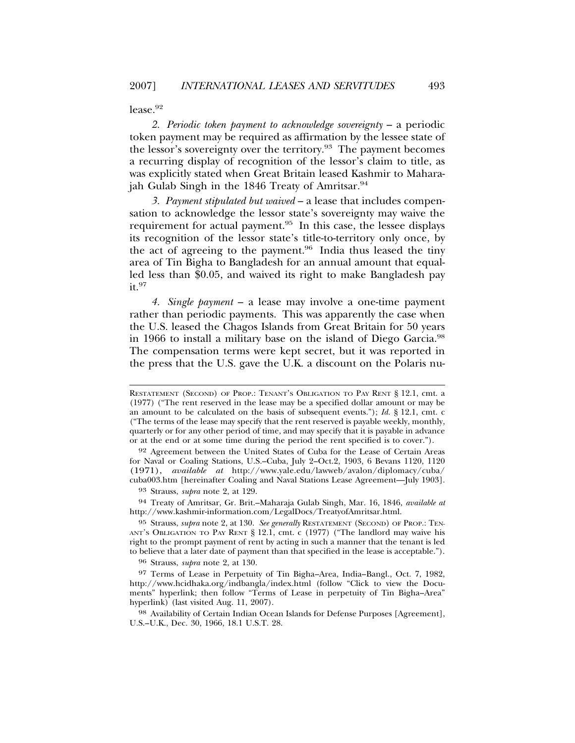lease.[92]

*2. Periodic token payment to acknowledge sovereignty* – a periodic token payment may be required as affirmation by the lessee state of the lessor's sovereignty over the territory.[93] The payment becomes a recurring display of recognition of the lessor's claim to title, as was explicitly stated when Great Britain leased Kashmir to Maharajah Gulab Singh in the 1846 Treaty of Amritsar.[94]

*3. Payment stipulated but waived* – a lease that includes compensation to acknowledge the lessor state's sovereignty may waive the requirement for actual payment.[95] In this case, the lessee displays its recognition of the lessor state's title-to-territory only once, by the act of agreeing to the payment.[96] India thus leased the tiny area of Tin Bigha to Bangladesh for an annual amount that equalled less than $0.05, and waived its right to make Bangladesh pay it.[97]

*4. Single payment* – a lease may involve a one-time payment rather than periodic payments. This was apparently the case when the U.S. leased the Chagos Islands from Great Britain for 50 years in 1966 to install a military base on the island of Diego Garcia.[98] The compensation terms were kept secret, but it was reported in the press that the U.S. gave the U.K. a discount on the Polaris nu-

---

RESTATEMENT (SECOND) OF PROP.: TENANT'S OBLIGATION TO PAY RENT § 12.1, cmt. a (1977) ("The rent reserved in the lease may be a specified dollar amount or may be an amount to be calculated on the basis of subsequent events."); *Id.* § 12.1, cmt. c ("The terms of the lease may specify that the rent reserved is payable weekly, monthly, quarterly or for any other period of time, and may specify that it is payable in advance or at the end or at some time during the period the rent specified is to cover.").

92 Agreement between the United States of Cuba for the Lease of Certain Areas for Naval or Coaling Stations, U.S.–Cuba, July 2–Oct.2, 1903, 6 Bevans 1120, 1120 (1971), *available at* http://www.yale.edu/lawweb/avalon/diplomacy/cuba/cuba003.htm [hereinafter Coaling and Naval Stations Lease Agreement—July 1903].

93 Strauss, *supra* note 2, at 129.

94 Treaty of Amritsar, Gr. Brit.–Maharaja Gulab Singh, Mar. 16, 1846, *available at* http://www.kashmir-information.com/LegalDocs/TreatyofAmritsar.html.

95 Strauss, *supra* note 2, at 130. *See generally* RESTATEMENT (SECOND) OF PROP.: TENANT'S OBLIGATION TO PAY RENT § 12.1, cmt. c (1977) ("The landlord may waive his right to the prompt payment of rent by acting in such a manner that the tenant is led to believe that a later date of payment than that specified in the lease is acceptable.").

96 Strauss, *supra* note 2, at 130.

97 Terms of Lease in Perpetuity of Tin Bigha–Area, India–Bangl., Oct. 7, 1982, http://www.hcidhaka.org/indbangla/index.html (follow "Click to view the Documents" hyperlink; then follow "Terms of Lease in perpetuity of Tin Bigha–Area" hyperlink) (last visited Aug. 11, 2007).

98 Availability of Certain Indian Ocean Islands for Defense Purposes [Agreement], U.S.–U.K., Dec. 30, 1966, 18.1 U.S.T. 28.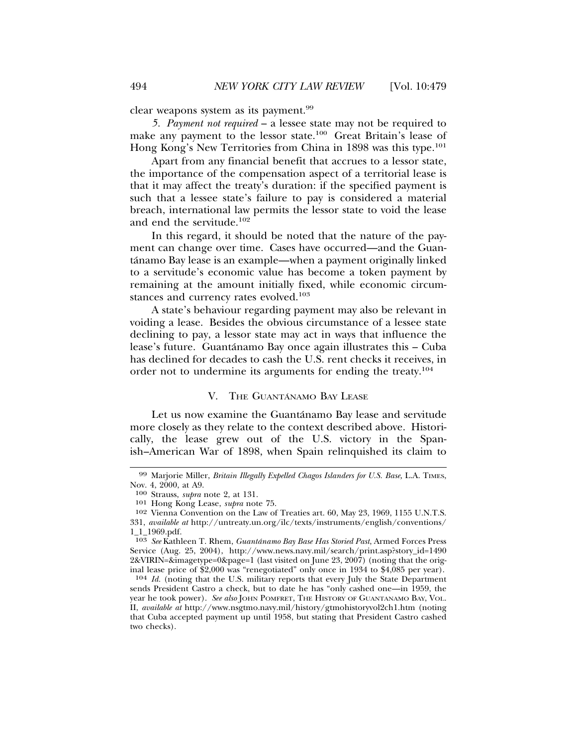clear weapons system as its payment.[99]

*5. Payment not required* – a lessee state may not be required to make any payment to the lessor state.[100] Great Britain's lease of Hong Kong's New Territories from China in 1898 was this type.[101]

Apart from any financial benefit that accrues to a lessor state, the importance of the compensation aspect of a territorial lease is that it may affect the treaty's duration: if the specified payment is such that a lessee state's failure to pay is considered a material breach, international law permits the lessor state to void the lease and end the servitude.[102]

In this regard, it should be noted that the nature of the payment can change over time. Cases have occurred—and the Guantánamo Bay lease is an example—when a payment originally linked to a servitude's economic value has become a token payment by remaining at the amount initially fixed, while economic circumstances and currency rates evolved.[103]

A state's behaviour regarding payment may also be relevant in voiding a lease. Besides the obvious circumstance of a lessee state declining to pay, a lessor state may act in ways that influence the lease's future. Guantánamo Bay once again illustrates this – Cuba has declined for decades to cash the U.S. rent checks it receives, in order not to undermine its arguments for ending the treaty.[104]

## V. The Guantánamo Bay Lease

Let us now examine the Guantánamo Bay lease and servitude more closely as they relate to the context described above. Historically, the lease grew out of the U.S. victory in the Spanish–American War of 1898, when Spain relinquished its claim to

---

99 Marjorie Miller, *Britain Illegally Expelled Chagos Islanders for U.S. Base,* L.A. Times, Nov. 4, 2000, at A9.

100 Strauss, *supra* note 2, at 131.

101 Hong Kong Lease, *supra* note 75.

102 Vienna Convention on the Law of Treaties art. 60, May 23, 1969, 1155 U.N.T.S. 331, *available at* http://untreaty.un.org/ilc/texts/instruments/english/conventions/1_1_1969.pdf.

103 *See* Kathleen T. Rhem, *Guantánamo Bay Base Has Storied Past*, Armed Forces Press Service (Aug. 25, 2004), http://www.news.navy.mil/search/print.asp?story_id=14902&VIRIN=&imagetype=0&page=1 (last visited on June 23, 2007) (noting that the original lease price of $2,000 was "renegotiated" only once in 1934 to $4,085 per year).

104 *Id.* (noting that the U.S. military reports that every July the State Department sends President Castro a check, but to date he has "only cashed one—in 1959, the year he took power). *See also* John Pomfret, The History of Guantanamo Bay, Vol. II, *available at* http://www.nsgtmo.navy.mil/history/gtmohistoryvol2ch1.htm (noting that Cuba accepted payment up until 1958, but stating that President Castro cashed two checks).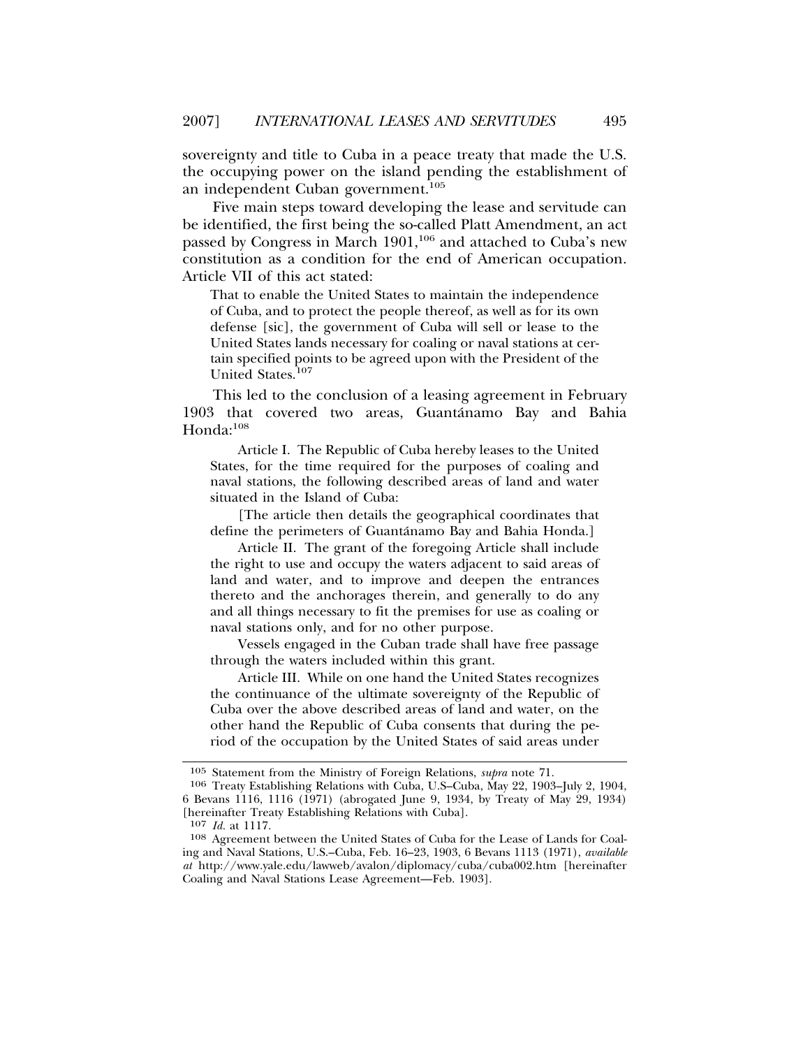sovereignty and title to Cuba in a peace treaty that made the U.S. the occupying power on the island pending the establishment of an independent Cuban government.[105]

Five main steps toward developing the lease and servitude can be identified, the first being the so-called Platt Amendment, an act passed by Congress in March 1901,[106] and attached to Cuba's new constitution as a condition for the end of American occupation. Article VII of this act stated:

> That to enable the United States to maintain the independence of Cuba, and to protect the people thereof, as well as for its own defense [sic], the government of Cuba will sell or lease to the United States lands necessary for coaling or naval stations at certain specified points to be agreed upon with the President of the United States.[107]

This led to the conclusion of a leasing agreement in February 1903 that covered two areas, Guantánamo Bay and Bahia Honda:[108]

> Article I. The Republic of Cuba hereby leases to the United States, for the time required for the purposes of coaling and naval stations, the following described areas of land and water situated in the Island of Cuba:
>
> [The article then details the geographical coordinates that define the perimeters of Guantánamo Bay and Bahia Honda.]
>
> Article II. The grant of the foregoing Article shall include the right to use and occupy the waters adjacent to said areas of land and water, and to improve and deepen the entrances thereto and the anchorages therein, and generally to do any and all things necessary to fit the premises for use as coaling or naval stations only, and for no other purpose.
>
> Vessels engaged in the Cuban trade shall have free passage through the waters included within this grant.
>
> Article III. While on one hand the United States recognizes the continuance of the ultimate sovereignty of the Republic of Cuba over the above described areas of land and water, on the other hand the Republic of Cuba consents that during the period of the occupation by the United States of said areas under

---

105 Statement from the Ministry of Foreign Relations, *supra* note 71.

106 Treaty Establishing Relations with Cuba, U.S–Cuba, May 22, 1903–July 2, 1904, 6 Bevans 1116, 1116 (1971) (abrogated June 9, 1934, by Treaty of May 29, 1934) [hereinafter Treaty Establishing Relations with Cuba].

107 *Id.* at 1117.

108 Agreement between the United States of Cuba for the Lease of Lands for Coaling and Naval Stations, U.S.–Cuba, Feb. 16–23, 1903, 6 Bevans 1113 (1971), *available at* http://www.yale.edu/lawweb/avalon/diplomacy/cuba/cuba002.htm [hereinafter Coaling and Naval Stations Lease Agreement—Feb. 1903].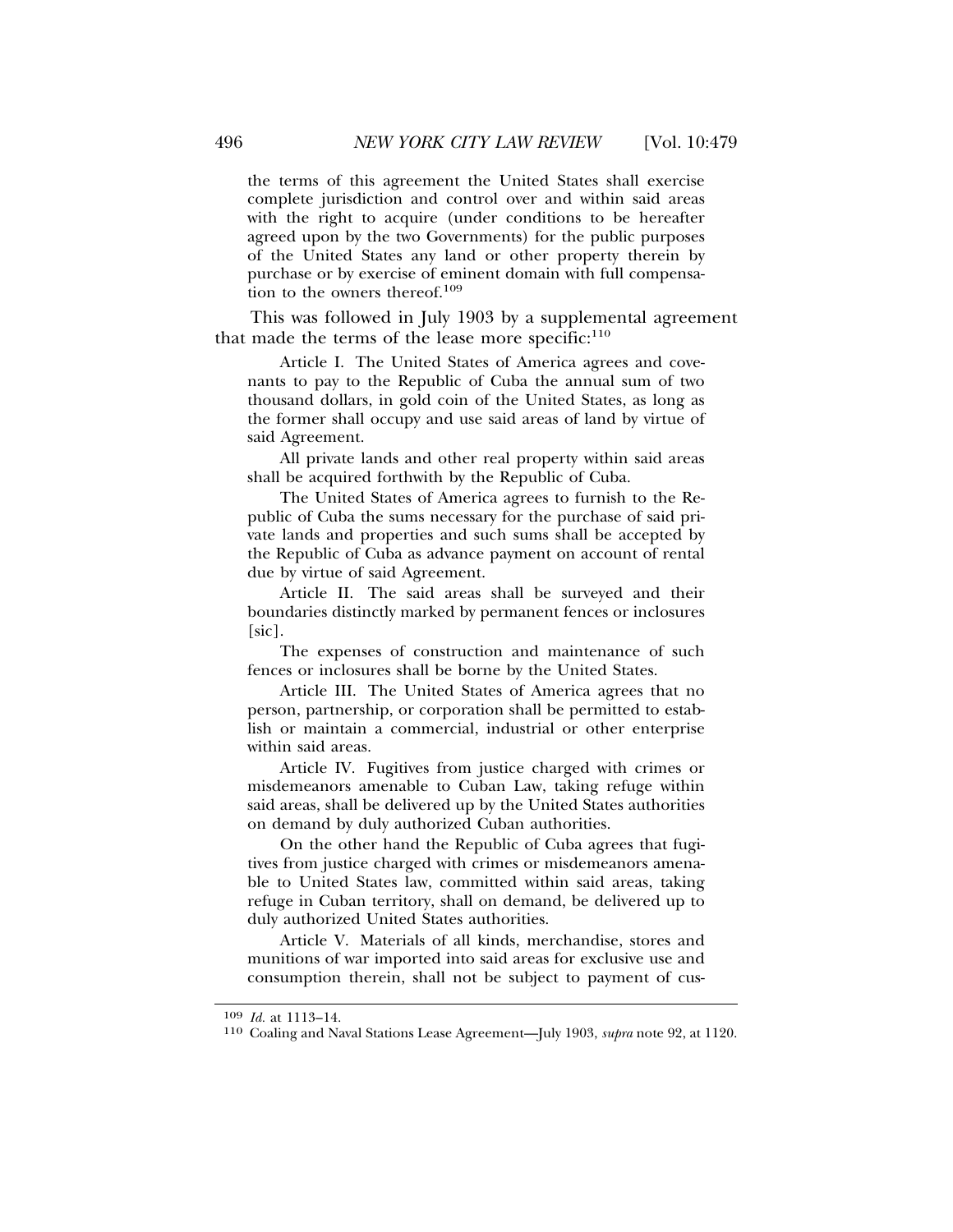> the terms of this agreement the United States shall exercise complete jurisdiction and control over and within said areas with the right to acquire (under conditions to be hereafter agreed upon by the two Governments) for the public purposes of the United States any land or other property therein by purchase or by exercise of eminent domain with full compensation to the owners thereof.[109]

This was followed in July 1903 by a supplemental agreement that made the terms of the lease more specific:[110]

> Article I. The United States of America agrees and covenants to pay to the Republic of Cuba the annual sum of two thousand dollars, in gold coin of the United States, as long as the former shall occupy and use said areas of land by virtue of said Agreement.
>
> All private lands and other real property within said areas shall be acquired forthwith by the Republic of Cuba.
>
> The United States of America agrees to furnish to the Republic of Cuba the sums necessary for the purchase of said private lands and properties and such sums shall be accepted by the Republic of Cuba as advance payment on account of rental due by virtue of said Agreement.
>
> Article II. The said areas shall be surveyed and their boundaries distinctly marked by permanent fences or inclosures [sic].
>
> The expenses of construction and maintenance of such fences or inclosures shall be borne by the United States.
>
> Article III. The United States of America agrees that no person, partnership, or corporation shall be permitted to establish or maintain a commercial, industrial or other enterprise within said areas.
>
> Article IV. Fugitives from justice charged with crimes or misdemeanors amenable to Cuban Law, taking refuge within said areas, shall be delivered up by the United States authorities on demand by duly authorized Cuban authorities.
>
> On the other hand the Republic of Cuba agrees that fugitives from justice charged with crimes or misdemeanors amenable to United States law, committed within said areas, taking refuge in Cuban territory, shall on demand, be delivered up to duly authorized United States authorities.
>
> Article V. Materials of all kinds, merchandise, stores and munitions of war imported into said areas for exclusive use and consumption therein, shall not be subject to payment of cus-

---

[109] *Id.* at 1113–14.

[110] Coaling and Naval Stations Lease Agreement—July 1903, *supra* note 92, at 1120.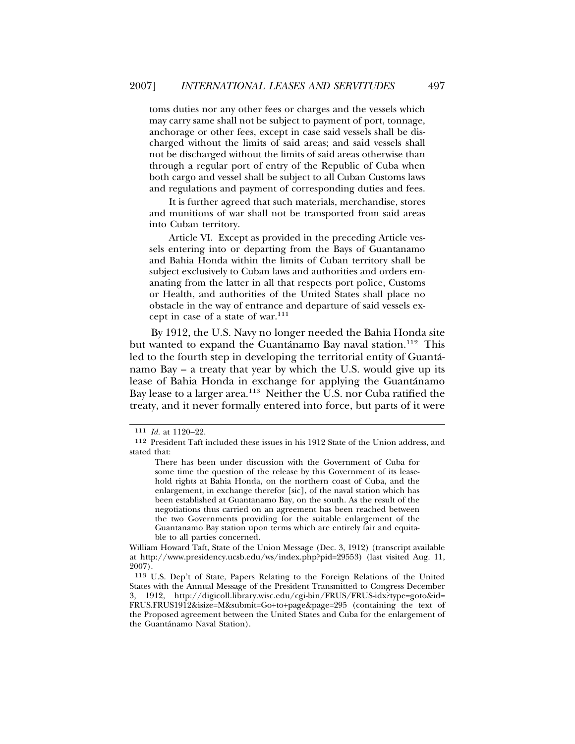> toms duties nor any other fees or charges and the vessels which may carry same shall not be subject to payment of port, tonnage, anchorage or other fees, except in case said vessels shall be discharged without the limits of said areas; and said vessels shall not be discharged without the limits of said areas otherwise than through a regular port of entry of the Republic of Cuba when both cargo and vessel shall be subject to all Cuban Customs laws and regulations and payment of corresponding duties and fees.
>
> It is further agreed that such materials, merchandise, stores and munitions of war shall not be transported from said areas into Cuban territory.
>
> Article VI. Except as provided in the preceding Article vessels entering into or departing from the Bays of Guantanamo and Bahia Honda within the limits of Cuban territory shall be subject exclusively to Cuban laws and authorities and orders emanating from the latter in all that respects port police, Customs or Health, and authorities of the United States shall place no obstacle in the way of entrance and departure of said vessels except in case of a state of war.[111]

By 1912, the U.S. Navy no longer needed the Bahia Honda site but wanted to expand the Guantánamo Bay naval station.[112] This led to the fourth step in developing the territorial entity of Guantánamo Bay – a treaty that year by which the U.S. would give up its lease of Bahia Honda in exchange for applying the Guantánamo Bay lease to a larger area.[113] Neither the U.S. nor Cuba ratified the treaty, and it never formally entered into force, but parts of it were

---

[111] *Id.* at 1120–22.

[112] President Taft included these issues in his 1912 State of the Union address, and stated that:

> There has been under discussion with the Government of Cuba for some time the question of the release by this Government of its leasehold rights at Bahia Honda, on the northern coast of Cuba, and the enlargement, in exchange therefor [sic], of the naval station which has been established at Guantanamo Bay, on the south. As the result of the negotiations thus carried on an agreement has been reached between the two Governments providing for the suitable enlargement of the Guantanamo Bay station upon terms which are entirely fair and equitable to all parties concerned.

William Howard Taft, State of the Union Message (Dec. 3, 1912) (transcript available at http://www.presidency.ucsb.edu/ws/index.php?pid=29553) (last visited Aug. 11, 2007).

[113] U.S. Dep't of State, Papers Relating to the Foreign Relations of the United States with the Annual Message of the President Transmitted to Congress December 3, 1912, http://digicoll.library.wisc.edu/cgi-bin/FRUS/FRUS-idx?type=goto&id=FRUS.FRUS1912&isize=M&submit=Go+to+page&page=295 (containing the text of the Proposed agreement between the United States and Cuba for the enlargement of the Guantánamo Naval Station).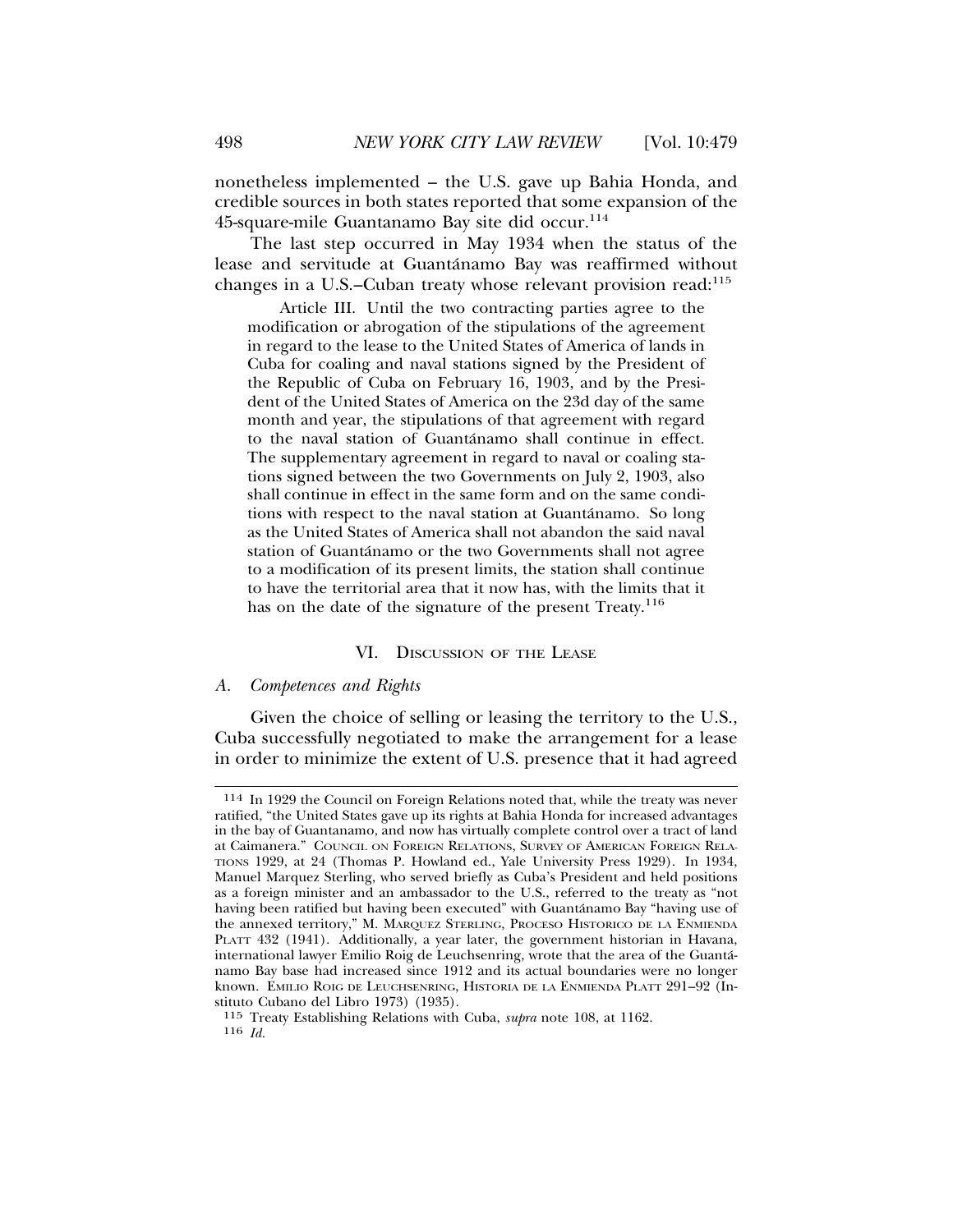nonetheless implemented – the U.S. gave up Bahia Honda, and credible sources in both states reported that some expansion of the 45-square-mile Guantanamo Bay site did occur.[114]

The last step occurred in May 1934 when the status of the lease and servitude at Guantánamo Bay was reaffirmed without changes in a U.S.–Cuban treaty whose relevant provision read:[115]

> Article III. Until the two contracting parties agree to the modification or abrogation of the stipulations of the agreement in regard to the lease to the United States of America of lands in Cuba for coaling and naval stations signed by the President of the Republic of Cuba on February 16, 1903, and by the President of the United States of America on the 23d day of the same month and year, the stipulations of that agreement with regard to the naval station of Guantánamo shall continue in effect. The supplementary agreement in regard to naval or coaling stations signed between the two Governments on July 2, 1903, also shall continue in effect in the same form and on the same conditions with respect to the naval station at Guantánamo. So long as the United States of America shall not abandon the said naval station of Guantánamo or the two Governments shall not agree to a modification of its present limits, the station shall continue to have the territorial area that it now has, with the limits that it has on the date of the signature of the present Treaty.[116]

## VI. Discussion of the Lease

### *A. Competences and Rights*

Given the choice of selling or leasing the territory to the U.S., Cuba successfully negotiated to make the arrangement for a lease in order to minimize the extent of U.S. presence that it had agreed

---

114 In 1929 the Council on Foreign Relations noted that, while the treaty was never ratified, "the United States gave up its rights at Bahia Honda for increased advantages in the bay of Guantanamo, and now has virtually complete control over a tract of land at Caimanera." Council on Foreign Relations, Survey of American Foreign Relations 1929, at 24 (Thomas P. Howland ed., Yale University Press 1929). In 1934, Manuel Marquez Sterling, who served briefly as Cuba's President and held positions as a foreign minister and an ambassador to the U.S., referred to the treaty as "not having been ratified but having been executed" with Guantánamo Bay "having use of the annexed territory," M. Marquez Sterling, Proceso Historico de la Enmienda Platt 432 (1941). Additionally, a year later, the government historian in Havana, international lawyer Emilio Roig de Leuchsenring, wrote that the area of the Guantánamo Bay base had increased since 1912 and its actual boundaries were no longer known. Emilio Roig de Leuchsenring, Historia de la Enmienda Platt 291–92 (Instituto Cubano del Libro 1973) (1935).

115 Treaty Establishing Relations with Cuba, *supra* note 108, at 1162.

116 *Id.*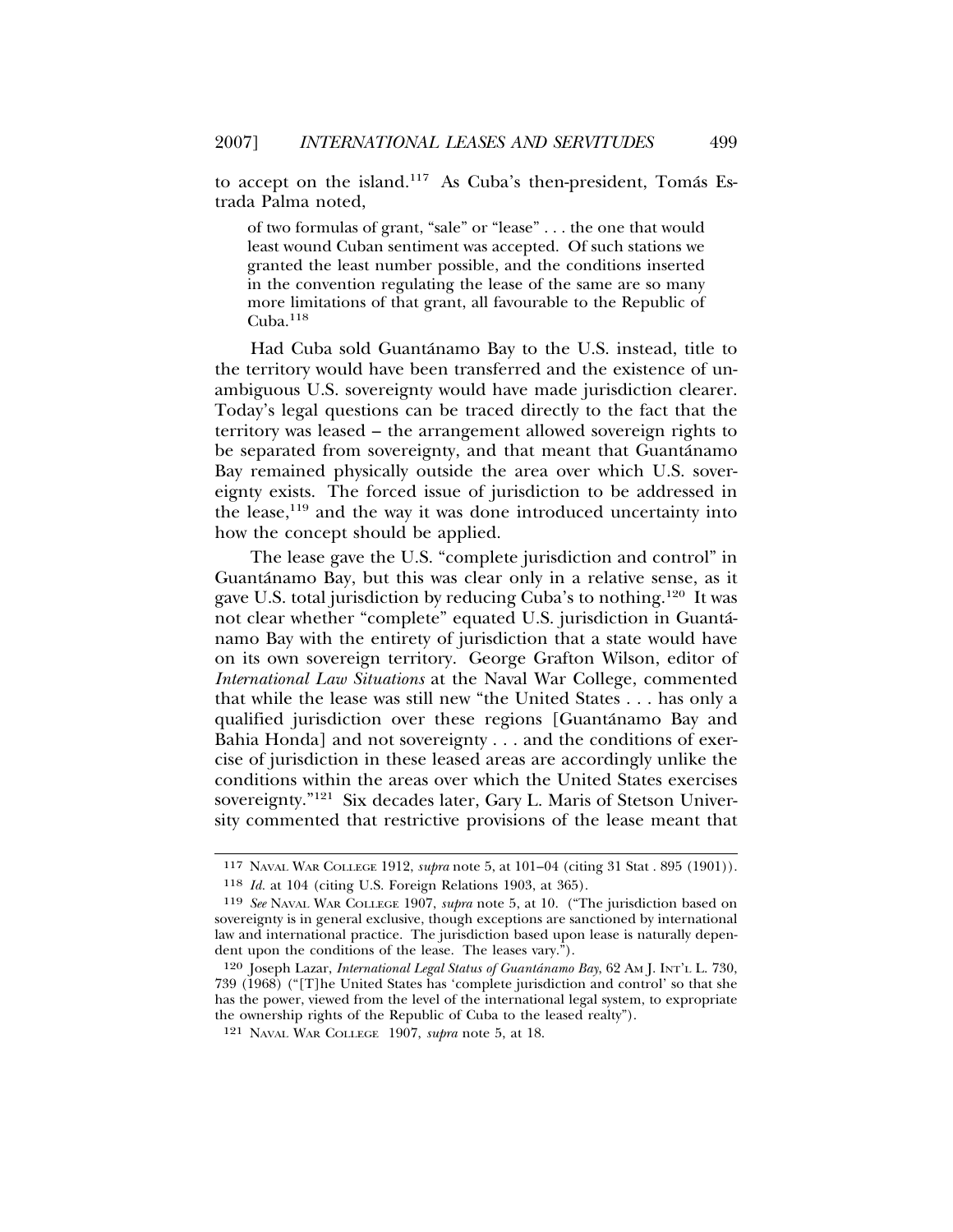to accept on the island.[117] As Cuba's then-president, Tomás Estrada Palma noted,

> of two formulas of grant, "sale" or "lease" . . . the one that would least wound Cuban sentiment was accepted. Of such stations we granted the least number possible, and the conditions inserted in the convention regulating the lease of the same are so many more limitations of that grant, all favourable to the Republic of Cuba.[118]

Had Cuba sold Guantánamo Bay to the U.S. instead, title to the territory would have been transferred and the existence of unambiguous U.S. sovereignty would have made jurisdiction clearer. Today's legal questions can be traced directly to the fact that the territory was leased – the arrangement allowed sovereign rights to be separated from sovereignty, and that meant that Guantánamo Bay remained physically outside the area over which U.S. sovereignty exists. The forced issue of jurisdiction to be addressed in the lease,[119] and the way it was done introduced uncertainty into how the concept should be applied.

The lease gave the U.S. "complete jurisdiction and control" in Guantánamo Bay, but this was clear only in a relative sense, as it gave U.S. total jurisdiction by reducing Cuba's to nothing.[120] It was not clear whether "complete" equated U.S. jurisdiction in Guantánamo Bay with the entirety of jurisdiction that a state would have on its own sovereign territory. George Grafton Wilson, editor of *International Law Situations* at the Naval War College, commented that while the lease was still new "the United States . . . has only a qualified jurisdiction over these regions [Guantánamo Bay and Bahia Honda] and not sovereignty . . . and the conditions of exercise of jurisdiction in these leased areas are accordingly unlike the conditions within the areas over which the United States exercises sovereignty."[121] Six decades later, Gary L. Maris of Stetson University commented that restrictive provisions of the lease meant that

---

117 NAVAL WAR COLLEGE 1912, *supra* note 5, at 101–04 (citing 31 Stat . 895 (1901)).

118 *Id.* at 104 (citing U.S. Foreign Relations 1903, at 365).

119 *See* NAVAL WAR COLLEGE 1907, *supra* note 5, at 10. ("The jurisdiction based on sovereignty is in general exclusive, though exceptions are sanctioned by international law and international practice. The jurisdiction based upon lease is naturally dependent upon the conditions of the lease. The leases vary.").

120 Joseph Lazar, *International Legal Status of Guantánamo Bay*, 62 AM J. INT'L L. 730, 739 (1968) ("[T]he United States has 'complete jurisdiction and control' so that she has the power, viewed from the level of the international legal system, to expropriate the ownership rights of the Republic of Cuba to the leased realty").

121 NAVAL WAR COLLEGE 1907, *supra* note 5, at 18.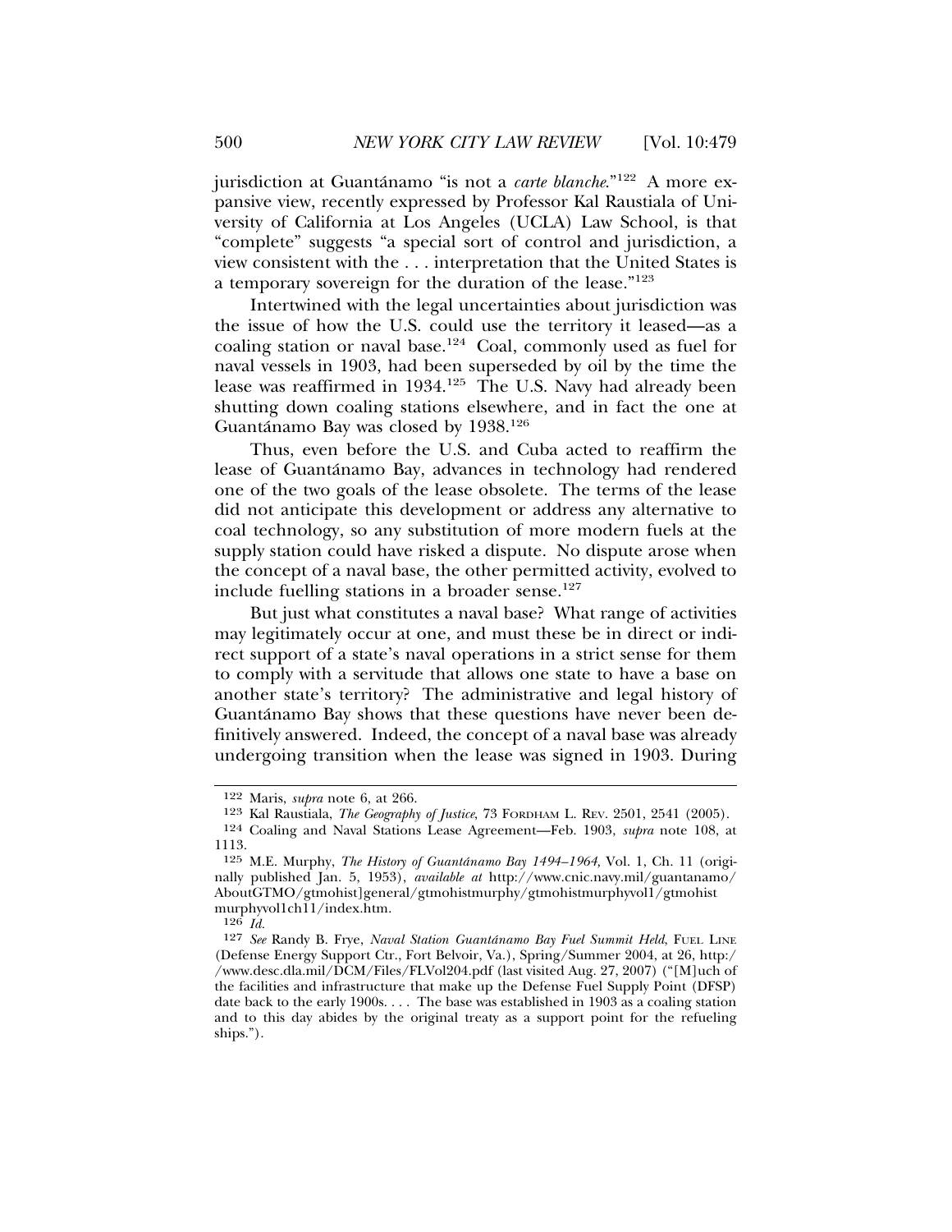jurisdiction at Guantánamo "is not a *carte blanche*."[122] A more expansive view, recently expressed by Professor Kal Raustiala of University of California at Los Angeles (UCLA) Law School, is that "complete" suggests "a special sort of control and jurisdiction, a view consistent with the . . . interpretation that the United States is a temporary sovereign for the duration of the lease."[123]

Intertwined with the legal uncertainties about jurisdiction was the issue of how the U.S. could use the territory it leased—as a coaling station or naval base.[124] Coal, commonly used as fuel for naval vessels in 1903, had been superseded by oil by the time the lease was reaffirmed in 1934.[125] The U.S. Navy had already been shutting down coaling stations elsewhere, and in fact the one at Guantánamo Bay was closed by 1938.[126]

Thus, even before the U.S. and Cuba acted to reaffirm the lease of Guantánamo Bay, advances in technology had rendered one of the two goals of the lease obsolete. The terms of the lease did not anticipate this development or address any alternative to coal technology, so any substitution of more modern fuels at the supply station could have risked a dispute. No dispute arose when the concept of a naval base, the other permitted activity, evolved to include fuelling stations in a broader sense.[127]

But just what constitutes a naval base? What range of activities may legitimately occur at one, and must these be in direct or indirect support of a state's naval operations in a strict sense for them to comply with a servitude that allows one state to have a base on another state's territory? The administrative and legal history of Guantánamo Bay shows that these questions have never been definitively answered. Indeed, the concept of a naval base was already undergoing transition when the lease was signed in 1903. During

---

122 Maris, *supra* note 6, at 266.

123 Kal Raustiala, *The Geography of Justice*, 73 FORDHAM L. REV. 2501, 2541 (2005).

124 Coaling and Naval Stations Lease Agreement—Feb. 1903, *supra* note 108, at 1113.

125 M.E. Murphy, *The History of Guantánamo Bay 1494–1964,* Vol. 1, Ch. 11 (originally published Jan. 5, 1953), *available at* http://www.cnic.navy.mil/guantanamo/AboutGTMO/gtmohist]general/gtmohistmurphy/gtmohistmurphyvol1/gtmohistmurphyvol1ch11/index.htm.

126 *Id.*

127 *See* Randy B. Frye, *Naval Station Guantánamo Bay Fuel Summit Held*, FUEL LINE (Defense Energy Support Ctr., Fort Belvoir, Va.), Spring/Summer 2004, at 26, http://www.desc.dla.mil/DCM/Files/FLVol204.pdf (last visited Aug. 27, 2007) ("[M]uch of the facilities and infrastructure that make up the Defense Fuel Supply Point (DFSP) date back to the early 1900s. . . . The base was established in 1903 as a coaling station and to this day abides by the original treaty as a support point for the refueling ships.").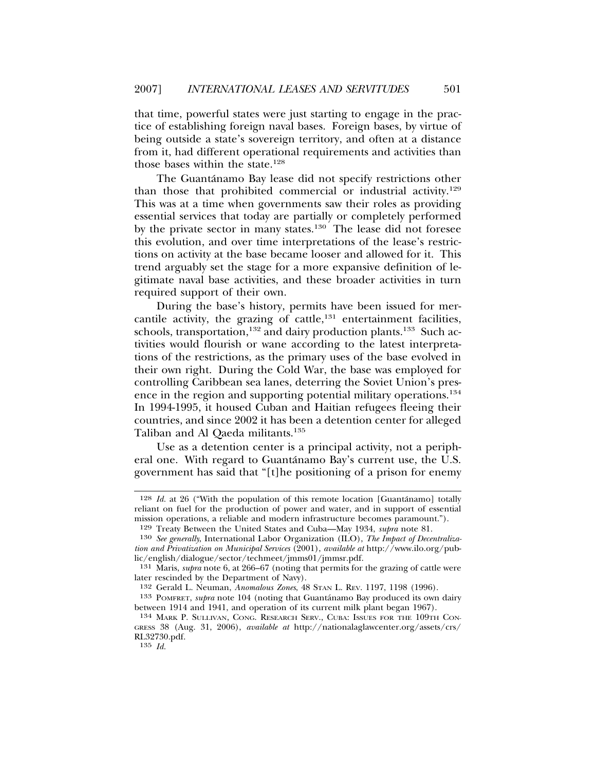that time, powerful states were just starting to engage in the practice of establishing foreign naval bases. Foreign bases, by virtue of being outside a state's sovereign territory, and often at a distance from it, had different operational requirements and activities than those bases within the state.[128]

The Guantánamo Bay lease did not specify restrictions other than those that prohibited commercial or industrial activity.[129] This was at a time when governments saw their roles as providing essential services that today are partially or completely performed by the private sector in many states.[130] The lease did not foresee this evolution, and over time interpretations of the lease's restrictions on activity at the base became looser and allowed for it. This trend arguably set the stage for a more expansive definition of legitimate naval base activities, and these broader activities in turn required support of their own.

During the base's history, permits have been issued for mercantile activity, the grazing of cattle,[131] entertainment facilities, schools, transportation,[132] and dairy production plants.[133] Such activities would flourish or wane according to the latest interpretations of the restrictions, as the primary uses of the base evolved in their own right. During the Cold War, the base was employed for controlling Caribbean sea lanes, deterring the Soviet Union's presence in the region and supporting potential military operations.[134] In 1994-1995, it housed Cuban and Haitian refugees fleeing their countries, and since 2002 it has been a detention center for alleged Taliban and Al Qaeda militants.[135]

Use as a detention center is a principal activity, not a peripheral one. With regard to Guantánamo Bay's current use, the U.S. government has said that "[t]he positioning of a prison for enemy

---

[128] *Id.* at 26 ("With the population of this remote location [Guantánamo] totally reliant on fuel for the production of power and water, and in support of essential mission operations, a reliable and modern infrastructure becomes paramount.").

[129] Treaty Between the United States and Cuba—May 1934, *supra* note 81.

[130] *See generally*, International Labor Organization (ILO), *The Impact of Decentralization and Privatization on Municipal Services* (2001), *available at* http://www.ilo.org/public/english/dialogue/sector/techmeet/jmms01/jmmsr.pdf.

[131] Maris, *supra* note 6, at 266–67 (noting that permits for the grazing of cattle were later rescinded by the Department of Navy).

[132] Gerald L. Neuman, *Anomalous Zones*, 48 STAN L. REV. 1197, 1198 (1996).

[133] POMFRET, *supra* note 104 (noting that Guantánamo Bay produced its own dairy between 1914 and 1941, and operation of its current milk plant began 1967).

[134] MARK P. SULLIVAN, CONG. RESEARCH SERV., CUBA: ISSUES FOR THE 109TH CONGRESS 38 (Aug. 31, 2006), *available at* http://nationalaglawcenter.org/assets/crs/RL32730.pdf.

[135] *Id.*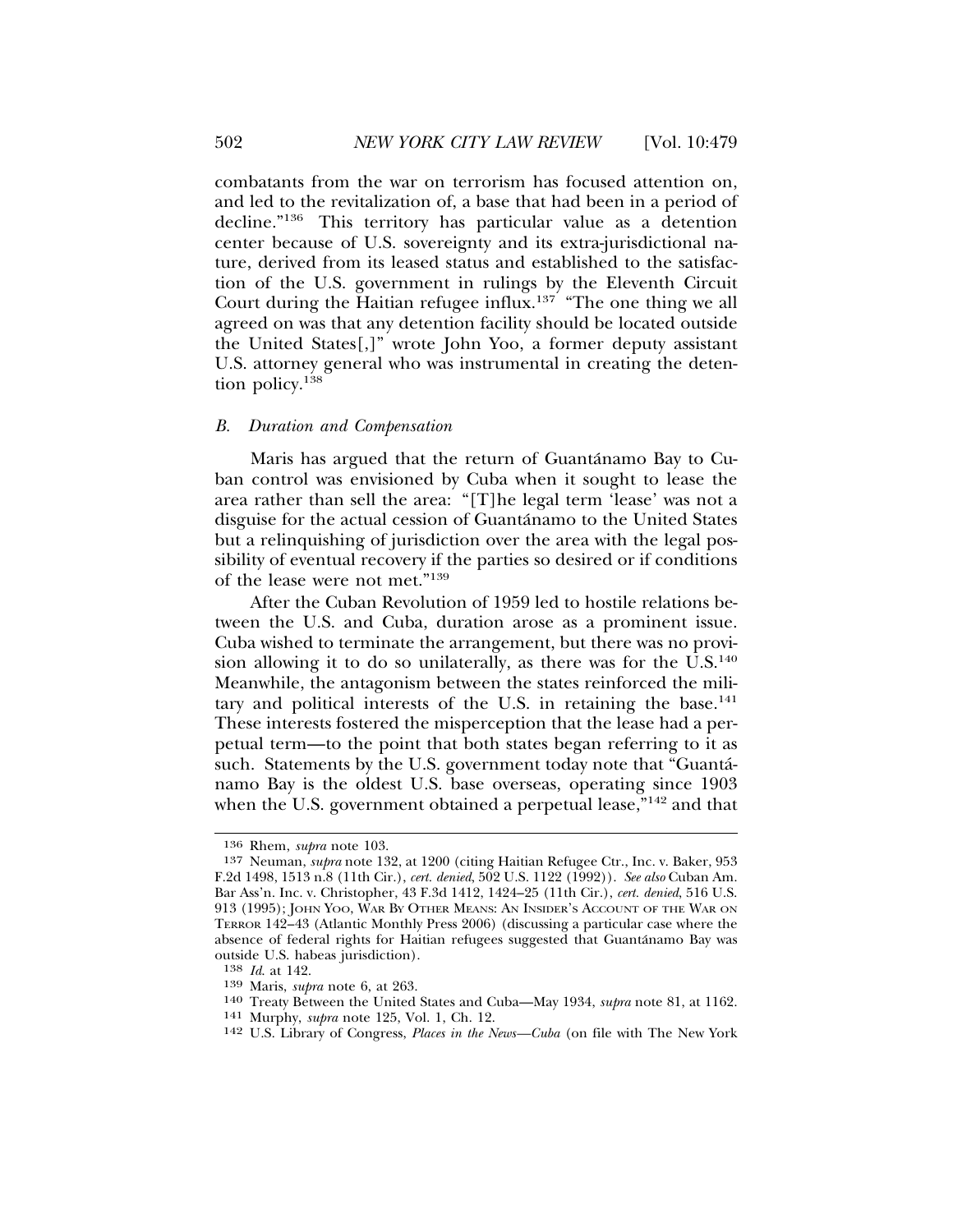combatants from the war on terrorism has focused attention on, and led to the revitalization of, a base that had been in a period of decline."[136] This territory has particular value as a detention center because of U.S. sovereignty and its extra-jurisdictional nature, derived from its leased status and established to the satisfaction of the U.S. government in rulings by the Eleventh Circuit Court during the Haitian refugee influx.[137] "The one thing we all agreed on was that any detention facility should be located outside the United States[,]" wrote John Yoo, a former deputy assistant U.S. attorney general who was instrumental in creating the detention policy.[138]

### *B. Duration and Compensation*

Maris has argued that the return of Guantánamo Bay to Cuban control was envisioned by Cuba when it sought to lease the area rather than sell the area: "[T]he legal term 'lease' was not a disguise for the actual cession of Guantánamo to the United States but a relinquishing of jurisdiction over the area with the legal possibility of eventual recovery if the parties so desired or if conditions of the lease were not met."[139]

After the Cuban Revolution of 1959 led to hostile relations between the U.S. and Cuba, duration arose as a prominent issue. Cuba wished to terminate the arrangement, but there was no provision allowing it to do so unilaterally, as there was for the U.S.[140] Meanwhile, the antagonism between the states reinforced the military and political interests of the U.S. in retaining the base.[141] These interests fostered the misperception that the lease had a perpetual term—to the point that both states began referring to it as such. Statements by the U.S. government today note that "Guantánamo Bay is the oldest U.S. base overseas, operating since 1903 when the U.S. government obtained a perpetual lease,"[142] and that

---

136 Rhem, *supra* note 103.

137 Neuman, *supra* note 132, at 1200 (citing Haitian Refugee Ctr., Inc. v. Baker, 953 F.2d 1498, 1513 n.8 (11th Cir.), *cert. denied*, 502 U.S. 1122 (1992)). *See also* Cuban Am. Bar Ass'n. Inc. v. Christopher, 43 F.3d 1412, 1424–25 (11th Cir.), *cert. denied*, 516 U.S. 913 (1995); JOHN YOO, WAR BY OTHER MEANS: AN INSIDER'S ACCOUNT OF THE WAR ON TERROR 142–43 (Atlantic Monthly Press 2006) (discussing a particular case where the absence of federal rights for Haitian refugees suggested that Guantánamo Bay was outside U.S. habeas jurisdiction).

138 *Id.* at 142.

139 Maris, *supra* note 6, at 263.

140 Treaty Between the United States and Cuba—May 1934, *supra* note 81, at 1162.

141 Murphy, *supra* note 125, Vol. 1, Ch. 12.

142 U.S. Library of Congress, *Places in the News—Cuba* (on file with The New York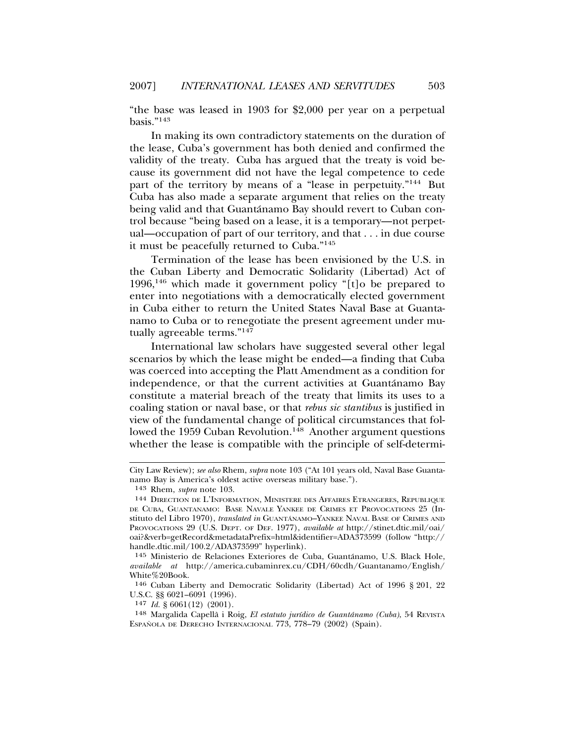"the base was leased in 1903 for $2,000 per year on a perpetual basis."[143]

In making its own contradictory statements on the duration of the lease, Cuba's government has both denied and confirmed the validity of the treaty. Cuba has argued that the treaty is void because its government did not have the legal competence to cede part of the territory by means of a "lease in perpetuity."[144] But Cuba has also made a separate argument that relies on the treaty being valid and that Guantánamo Bay should revert to Cuban control because "being based on a lease, it is a temporary—not perpetual—occupation of part of our territory, and that . . . in due course it must be peacefully returned to Cuba."[145]

Termination of the lease has been envisioned by the U.S. in the Cuban Liberty and Democratic Solidarity (Libertad) Act of 1996,[146] which made it government policy "[t]o be prepared to enter into negotiations with a democratically elected government in Cuba either to return the United States Naval Base at Guantanamo to Cuba or to renegotiate the present agreement under mutually agreeable terms."[147]

International law scholars have suggested several other legal scenarios by which the lease might be ended—a finding that Cuba was coerced into accepting the Platt Amendment as a condition for independence, or that the current activities at Guantánamo Bay constitute a material breach of the treaty that limits its uses to a coaling station or naval base, or that *rebus sic stantibus* is justified in view of the fundamental change of political circumstances that followed the 1959 Cuban Revolution.[148] Another argument questions whether the lease is compatible with the principle of self-determi-

---

City Law Review); *see also* Rhem, *supra* note 103 ("At 101 years old, Naval Base Guantanamo Bay is America's oldest active overseas military base.").

143 Rhem, *supra* note 103.

144 DIRECTION DE L'INFORMATION, MINISTERE DES AFFAIRES ETRANGERES, REPUBLIQUE DE CUBA, GUANTANAMO: BASE NAVALE YANKEE DE CRIMES ET PROVOCATIONS 25 (Instituto del Libro 1970), *translated in* GUANTÁNAMO–YANKEE NAVAL BASE OF CRIMES AND PROVOCATIONS 29 (U.S. DEPT. OF DEF. 1977), *available at* http://stinet.dtic.mil/oai/oai?&verb=getRecord&metadataPrefix=html&identifier=ADA373599 (follow "http://handle.dtic.mil/100.2/ADA373599" hyperlink).

145 Ministerio de Relaciones Exteriores de Cuba, Guantánamo, U.S. Black Hole, *available at* http://america.cubaminrex.cu/CDH/60cdh/Guantanamo/English/White%20Book.

146 Cuban Liberty and Democratic Solidarity (Libertad) Act of 1996 § 201, 22 U.S.C. §§ 6021–6091 (1996).

147 *Id.* § 6061(12) (2001).

148 Margalida Capellà i Roig, *El estatuto jurídico de Guantánamo (Cuba)*, 54 REVISTA ESPAÑOLA DE DERECHO INTERNACIONAL 773, 778–79 (2002) (Spain).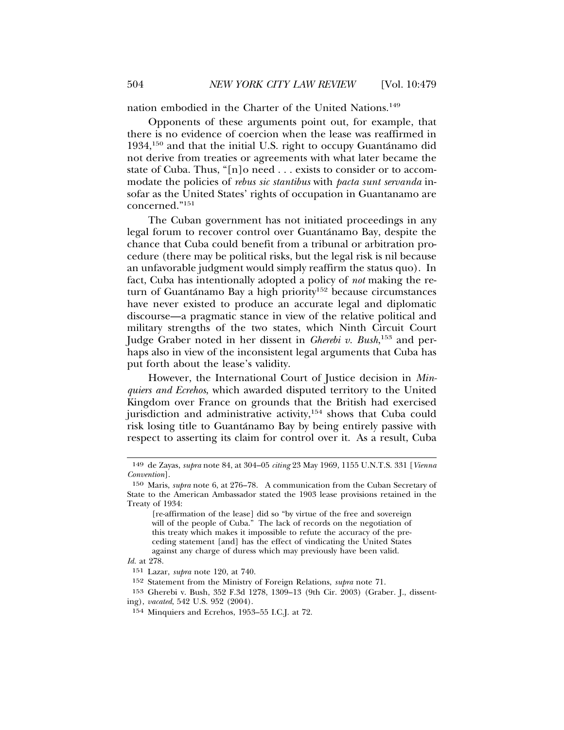nation embodied in the Charter of the United Nations.[149]

Opponents of these arguments point out, for example, that there is no evidence of coercion when the lease was reaffirmed in 1934,[150] and that the initial U.S. right to occupy Guantánamo did not derive from treaties or agreements with what later became the state of Cuba. Thus, "[n]o need . . . exists to consider or to accommodate the policies of *rebus sic stantibus* with *pacta sunt servanda* insofar as the United States' rights of occupation in Guantanamo are concerned."[151]

The Cuban government has not initiated proceedings in any legal forum to recover control over Guantánamo Bay, despite the chance that Cuba could benefit from a tribunal or arbitration procedure (there may be political risks, but the legal risk is nil because an unfavorable judgment would simply reaffirm the status quo). In fact, Cuba has intentionally adopted a policy of *not* making the return of Guantánamo Bay a high priority[152] because circumstances have never existed to produce an accurate legal and diplomatic discourse—a pragmatic stance in view of the relative political and military strengths of the two states, which Ninth Circuit Court Judge Graber noted in her dissent in *Gherebi v. Bush*,[153] and perhaps also in view of the inconsistent legal arguments that Cuba has put forth about the lease's validity.

However, the International Court of Justice decision in *Minquiers and Ecrehos*, which awarded disputed territory to the United Kingdom over France on grounds that the British had exercised jurisdiction and administrative activity,[154] shows that Cuba could risk losing title to Guantánamo Bay by being entirely passive with respect to asserting its claim for control over it. As a result, Cuba

---

149 de Zayas, *supra* note 84, at 304–05 *citing* 23 May 1969, 1155 U.N.T.S. 331 [*Vienna Convention*].

150 Maris, *supra* note 6, at 276–78. A communication from the Cuban Secretary of State to the American Ambassador stated the 1903 lease provisions retained in the Treaty of 1934:

> [re-affirmation of the lease] did so "by virtue of the free and sovereign will of the people of Cuba." The lack of records on the negotiation of this treaty which makes it impossible to refute the accuracy of the preceding statement [and] has the effect of vindicating the United States against any charge of duress which may previously have been valid.

*Id.* at 278.

151 Lazar, *supra* note 120, at 740.

152 Statement from the Ministry of Foreign Relations, *supra* note 71.

153 Gherebi v. Bush, 352 F.3d 1278, 1309–13 (9th Cir. 2003) (Graber. J., dissenting), *vacated*, 542 U.S. 952 (2004).

154 Minquiers and Ecrehos, 1953–55 I.C.J. at 72.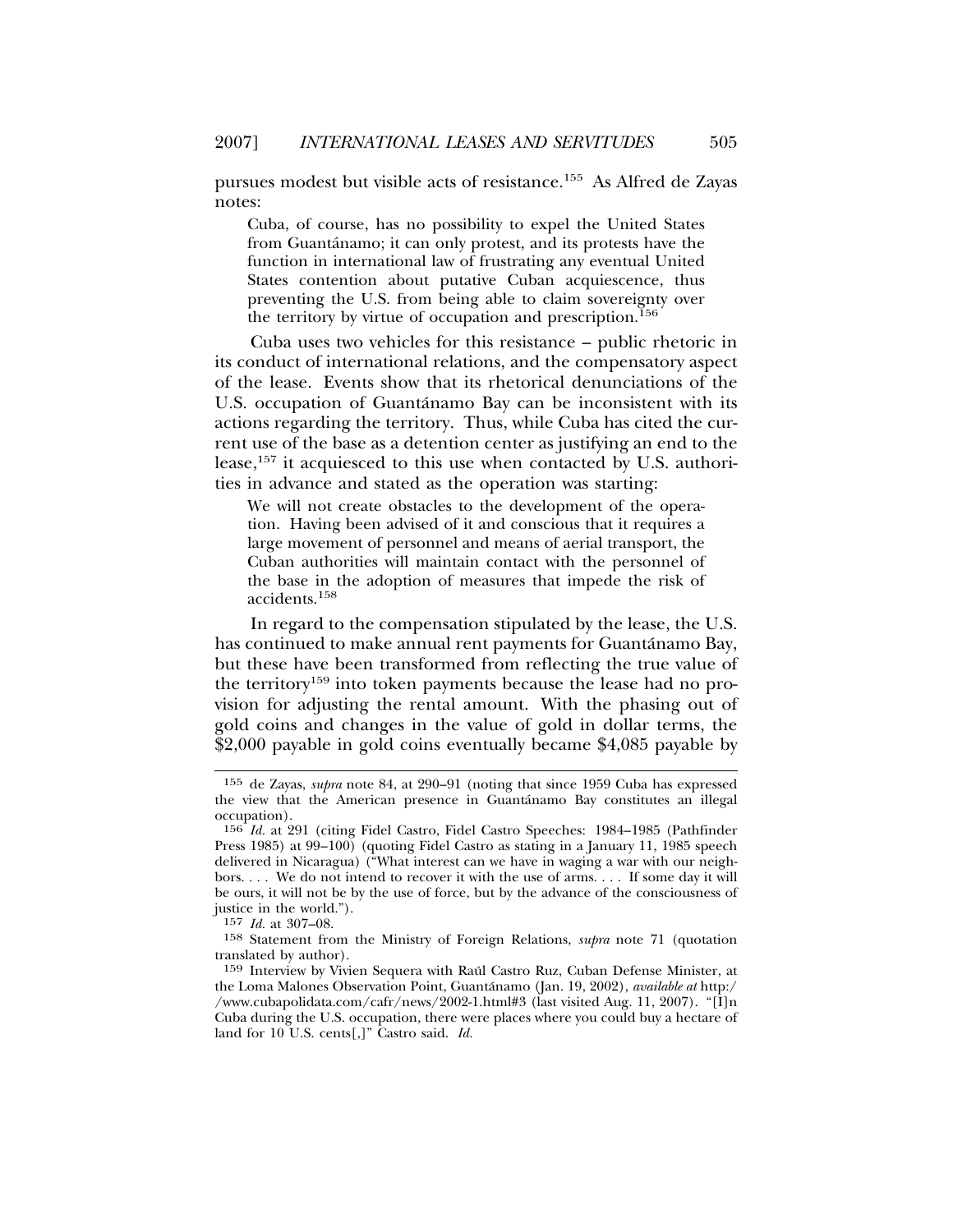pursues modest but visible acts of resistance.[155] As Alfred de Zayas notes:

> Cuba, of course, has no possibility to expel the United States from Guantánamo; it can only protest, and its protests have the function in international law of frustrating any eventual United States contention about putative Cuban acquiescence, thus preventing the U.S. from being able to claim sovereignty over the territory by virtue of occupation and prescription.[156]

Cuba uses two vehicles for this resistance – public rhetoric in its conduct of international relations, and the compensatory aspect of the lease. Events show that its rhetorical denunciations of the U.S. occupation of Guantánamo Bay can be inconsistent with its actions regarding the territory. Thus, while Cuba has cited the current use of the base as a detention center as justifying an end to the lease,[157] it acquiesced to this use when contacted by U.S. authorities in advance and stated as the operation was starting:

> We will not create obstacles to the development of the operation. Having been advised of it and conscious that it requires a large movement of personnel and means of aerial transport, the Cuban authorities will maintain contact with the personnel of the base in the adoption of measures that impede the risk of accidents.[158]

In regard to the compensation stipulated by the lease, the U.S. has continued to make annual rent payments for Guantánamo Bay, but these have been transformed from reflecting the true value of the territory[159] into token payments because the lease had no provision for adjusting the rental amount. With the phasing out of gold coins and changes in the value of gold in dollar terms, the $2,000 payable in gold coins eventually became $4,085 payable by

---

155 de Zayas, *supra* note 84, at 290–91 (noting that since 1959 Cuba has expressed the view that the American presence in Guantánamo Bay constitutes an illegal occupation).

156 *Id.* at 291 (citing Fidel Castro, Fidel Castro Speeches: 1984–1985 (Pathfinder Press 1985) at 99–100) (quoting Fidel Castro as stating in a January 11, 1985 speech delivered in Nicaragua) ("What interest can we have in waging a war with our neighbors. . . . We do not intend to recover it with the use of arms. . . . If some day it will be ours, it will not be by the use of force, but by the advance of the consciousness of justice in the world.").

157 *Id.* at 307–08.

158 Statement from the Ministry of Foreign Relations, *supra* note 71 (quotation translated by author).

159 Interview by Vivien Sequera with Raúl Castro Ruz, Cuban Defense Minister, at the Loma Malones Observation Point, Guantánamo (Jan. 19, 2002), *available at* http://www.cubapolidata.com/cafr/news/2002-1.html#3 (last visited Aug. 11, 2007). "[I]n Cuba during the U.S. occupation, there were places where you could buy a hectare of land for 10 U.S. cents[,]" Castro said. *Id.*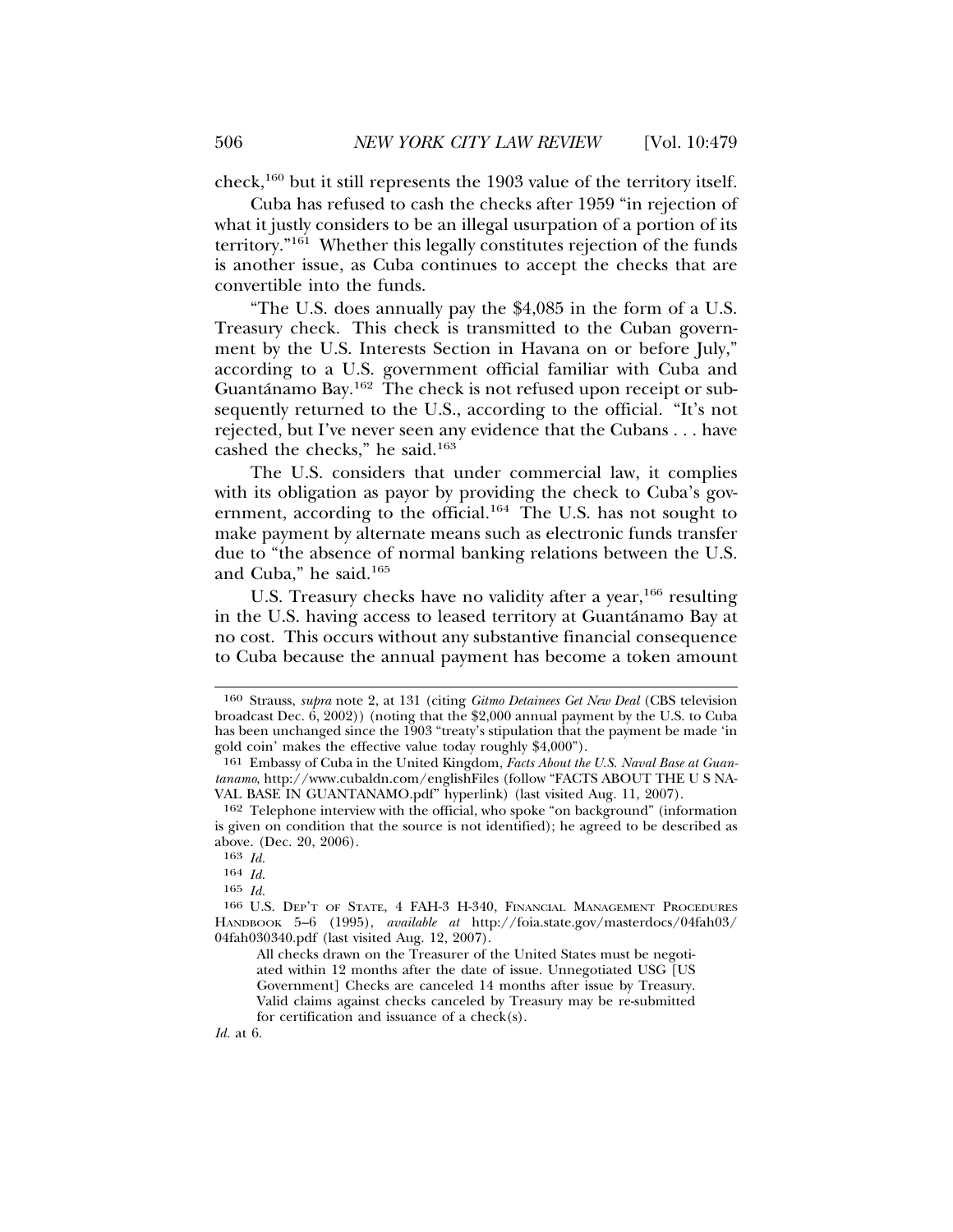check,[160] but it still represents the 1903 value of the territory itself.

Cuba has refused to cash the checks after 1959 "in rejection of what it justly considers to be an illegal usurpation of a portion of its territory."[161] Whether this legally constitutes rejection of the funds is another issue, as Cuba continues to accept the checks that are convertible into the funds.

"The U.S. does annually pay the $4,085 in the form of a U.S. Treasury check. This check is transmitted to the Cuban government by the U.S. Interests Section in Havana on or before July," according to a U.S. government official familiar with Cuba and Guantánamo Bay.[162] The check is not refused upon receipt or subsequently returned to the U.S., according to the official. "It's not rejected, but I've never seen any evidence that the Cubans . . . have cashed the checks," he said.[163]

The U.S. considers that under commercial law, it complies with its obligation as payor by providing the check to Cuba's government, according to the official.[164] The U.S. has not sought to make payment by alternate means such as electronic funds transfer due to "the absence of normal banking relations between the U.S. and Cuba," he said.[165]

U.S. Treasury checks have no validity after a year,[166] resulting in the U.S. having access to leased territory at Guantánamo Bay at no cost. This occurs without any substantive financial consequence to Cuba because the annual payment has become a token amount

---

160 Strauss, *supra* note 2, at 131 (citing *Gitmo Detainees Get New Deal* (CBS television broadcast Dec. 6, 2002)) (noting that the $2,000 annual payment by the U.S. to Cuba has been unchanged since the 1903 "treaty's stipulation that the payment be made 'in gold coin' makes the effective value today roughly $4,000").

161 Embassy of Cuba in the United Kingdom, *Facts About the U.S. Naval Base at Guantanamo*, http://www.cubaldn.com/englishFiles (follow "FACTS ABOUT THE U S NAVAL BASE IN GUANTANAMO.pdf" hyperlink) (last visited Aug. 11, 2007).

162 Telephone interview with the official, who spoke "on background" (information is given on condition that the source is not identified); he agreed to be described as above. (Dec. 20, 2006).

163 *Id.*

164 *Id.*

165 *Id.*

166 U.S. DEP'T OF STATE, 4 FAH-3 H-340, FINANCIAL MANAGEMENT PROCEDURES HANDBOOK 5–6 (1995), *available at* http://foia.state.gov/masterdocs/04fah03/04fah030340.pdf (last visited Aug. 12, 2007).

> All checks drawn on the Treasurer of the United States must be negotiated within 12 months after the date of issue. Unnegotiated USG [US Government] Checks are canceled 14 months after issue by Treasury. Valid claims against checks canceled by Treasury may be re-submitted for certification and issuance of a check(s).

*Id.* at 6.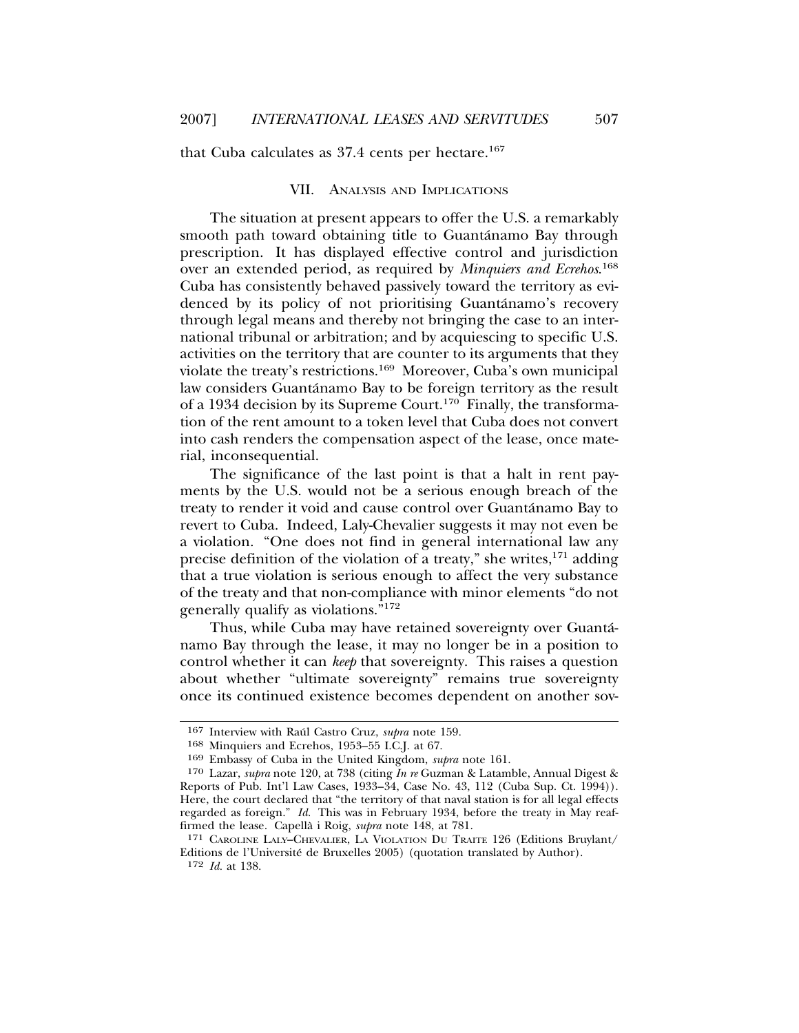that Cuba calculates as 37.4 cents per hectare.[167]

## VII. Analysis and Implications

The situation at present appears to offer the U.S. a remarkably smooth path toward obtaining title to Guantánamo Bay through prescription. It has displayed effective control and jurisdiction over an extended period, as required by *Minquiers and Ecrehos*.[168] Cuba has consistently behaved passively toward the territory as evidenced by its policy of not prioritising Guantánamo's recovery through legal means and thereby not bringing the case to an international tribunal or arbitration; and by acquiescing to specific U.S. activities on the territory that are counter to its arguments that they violate the treaty's restrictions.[169] Moreover, Cuba's own municipal law considers Guantánamo Bay to be foreign territory as the result of a 1934 decision by its Supreme Court.[170] Finally, the transformation of the rent amount to a token level that Cuba does not convert into cash renders the compensation aspect of the lease, once material, inconsequential.

The significance of the last point is that a halt in rent payments by the U.S. would not be a serious enough breach of the treaty to render it void and cause control over Guantánamo Bay to revert to Cuba. Indeed, Laly-Chevalier suggests it may not even be a violation. "One does not find in general international law any precise definition of the violation of a treaty," she writes,[171] adding that a true violation is serious enough to affect the very substance of the treaty and that non-compliance with minor elements "do not generally qualify as violations."[172]

Thus, while Cuba may have retained sovereignty over Guantánamo Bay through the lease, it may no longer be in a position to control whether it can *keep* that sovereignty. This raises a question about whether "ultimate sovereignty" remains true sovereignty once its continued existence becomes dependent on another sov-

---

167 Interview with Raúl Castro Cruz, *supra* note 159.

168 Minquiers and Ecrehos, 1953–55 I.C.J. at 67.

169 Embassy of Cuba in the United Kingdom, *supra* note 161.

170 Lazar, *supra* note 120, at 738 (citing *In re* Guzman & Latamble, Annual Digest & Reports of Pub. Int'l Law Cases, 1933–34, Case No. 43, 112 (Cuba Sup. Ct. 1994)). Here, the court declared that "the territory of that naval station is for all legal effects regarded as foreign." *Id.* This was in February 1934, before the treaty in May reaffirmed the lease. Capellà i Roig, *supra* note 148, at 781.

171 Caroline Laly–Chevalier, La Violation Du Traite 126 (Editions Bruylant/ Editions de l'Université de Bruxelles 2005) (quotation translated by Author).

172 *Id.* at 138.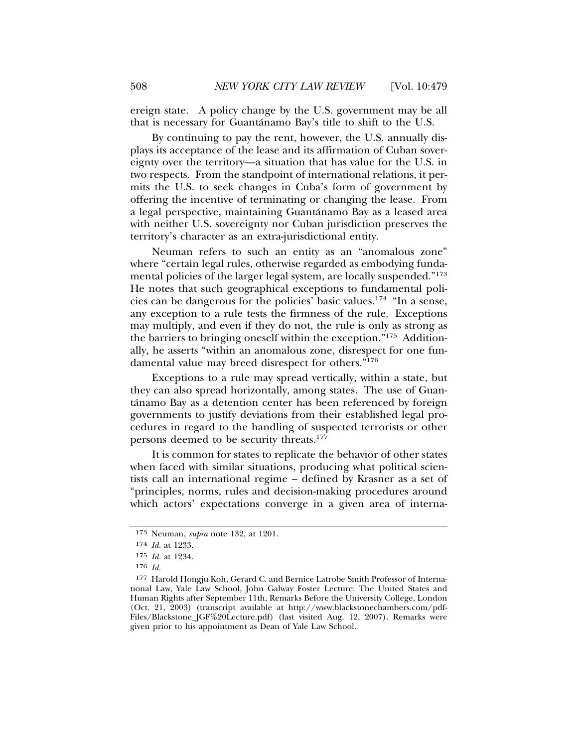ereign state. A policy change by the U.S. government may be all that is necessary for Guantánamo Bay's title to shift to the U.S.

By continuing to pay the rent, however, the U.S. annually displays its acceptance of the lease and its affirmation of Cuban sovereignty over the territory—a situation that has value for the U.S. in two respects. From the standpoint of international relations, it permits the U.S. to seek changes in Cuba's form of government by offering the incentive of terminating or changing the lease. From a legal perspective, maintaining Guantánamo Bay as a leased area with neither U.S. sovereignty nor Cuban jurisdiction preserves the territory's character as an extra-jurisdictional entity.

Neuman refers to such an entity as an "anomalous zone" where "certain legal rules, otherwise regarded as embodying fundamental policies of the larger legal system, are locally suspended."[173] He notes that such geographical exceptions to fundamental policies can be dangerous for the policies' basic values.[174] "In a sense, any exception to a rule tests the firmness of the rule. Exceptions may multiply, and even if they do not, the rule is only as strong as the barriers to bringing oneself within the exception."[175] Additionally, he asserts "within an anomalous zone, disrespect for one fundamental value may breed disrespect for others."[176]

Exceptions to a rule may spread vertically, within a state, but they can also spread horizontally, among states. The use of Guantánamo Bay as a detention center has been referenced by foreign governments to justify deviations from their established legal procedures in regard to the handling of suspected terrorists or other persons deemed to be security threats.[177]

It is common for states to replicate the behavior of other states when faced with similar situations, producing what political scientists call an international regime – defined by Krasner as a set of "principles, norms, rules and decision-making procedures around which actors' expectations converge in a given area of interna-

---

[173] Neuman, *supra* note 132, at 1201.

[174] *Id.* at 1233.

[175] *Id.* at 1234.

[176] *Id.*

[177] Harold Hongju Koh, Gerard C. and Bernice Latrobe Smith Professor of International Law, Yale Law School, John Galway Foster Lecture: The United States and Human Rights after September 11th, Remarks Before the University College, London (Oct. 21, 2003) (transcript available at http://www.blackstonechambers.com/pdfFiles/Blackstone_JGF%20Lecture.pdf) (last visited Aug. 12, 2007). Remarks were given prior to his appointment as Dean of Yale Law School.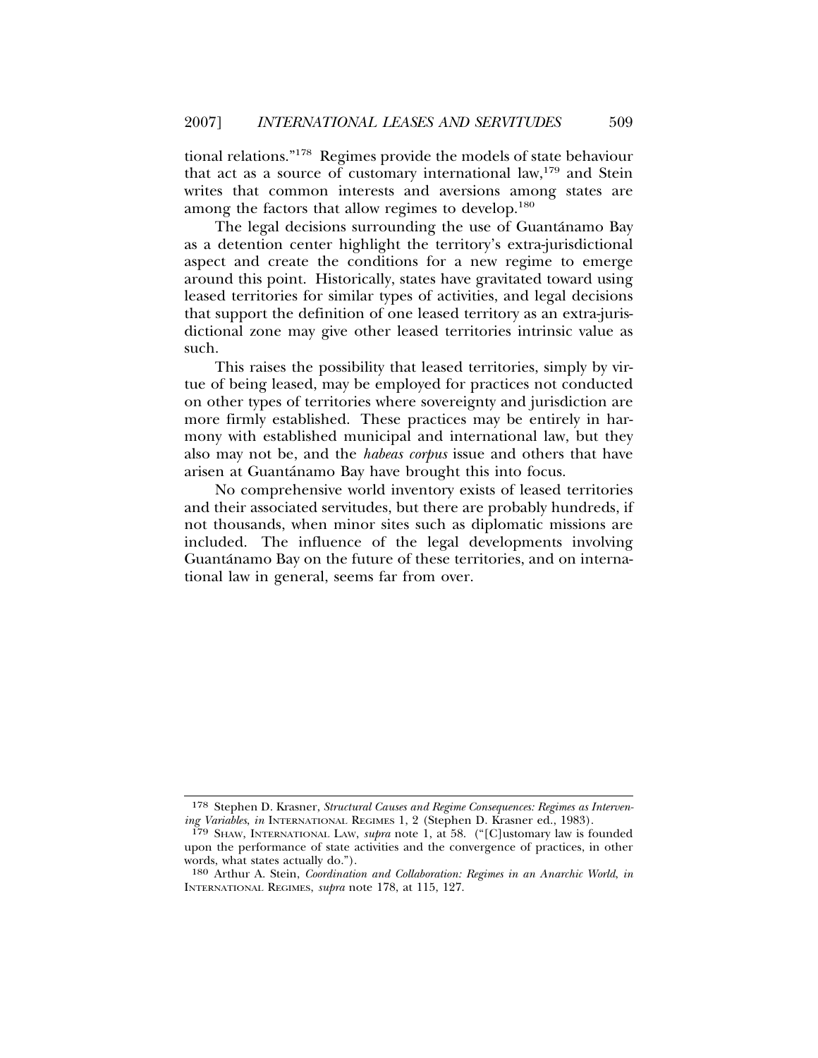tional relations."[178] Regimes provide the models of state behaviour that act as a source of customary international law,[179] and Stein writes that common interests and aversions among states are among the factors that allow regimes to develop.[180]

The legal decisions surrounding the use of Guantánamo Bay as a detention center highlight the territory's extra-jurisdictional aspect and create the conditions for a new regime to emerge around this point. Historically, states have gravitated toward using leased territories for similar types of activities, and legal decisions that support the definition of one leased territory as an extra-jurisdictional zone may give other leased territories intrinsic value as such.

This raises the possibility that leased territories, simply by virtue of being leased, may be employed for practices not conducted on other types of territories where sovereignty and jurisdiction are more firmly established. These practices may be entirely in harmony with established municipal and international law, but they also may not be, and the *habeas corpus* issue and others that have arisen at Guantánamo Bay have brought this into focus.

No comprehensive world inventory exists of leased territories and their associated servitudes, but there are probably hundreds, if not thousands, when minor sites such as diplomatic missions are included. The influence of the legal developments involving Guantánamo Bay on the future of these territories, and on international law in general, seems far from over.

---

178 Stephen D. Krasner, *Structural Causes and Regime Consequences: Regimes as Intervening Variables*, *in* INTERNATIONAL REGIMES 1, 2 (Stephen D. Krasner ed., 1983).

179 SHAW, INTERNATIONAL LAW, *supra* note 1, at 58. ("[C]ustomary law is founded upon the performance of state activities and the convergence of practices, in other words, what states actually do.").

180 Arthur A. Stein, *Coordination and Collaboration: Regimes in an Anarchic World*, *in* INTERNATIONAL REGIMES, *supra* note 178, at 115, 127.